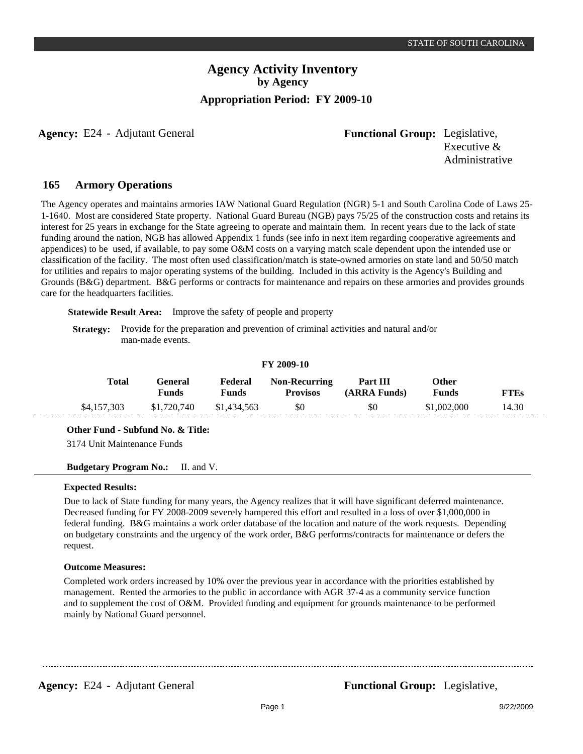# Agency Activity Inventory
## by Agency
### Appropriation Period: FY 2009-10

**Agency:** E24 - Adjutant General

**Functional Group:** Legislative, Executive & Administrative

## 165 Armory Operations

The Agency operates and maintains armories IAW National Guard Regulation (NGR) 5-1 and South Carolina Code of Laws 25-1-1640. Most are considered State property. National Guard Bureau (NGB) pays 75/25 of the construction costs and retains its interest for 25 years in exchange for the State agreeing to operate and maintain them. In recent years due to the lack of state funding around the nation, NGB has allowed Appendix 1 funds (see info in next item regarding cooperative agreements and appendices) to be used, if available, to pay some O&M costs on a varying match scale dependent upon the intended use or classification of the facility. The most often used classification/match is state-owned armories on state land and 50/50 match for utilities and repairs to major operating systems of the building. Included in this activity is the Agency's Building and Grounds (B&G) department. B&G performs or contracts for maintenance and repairs on these armories and provides grounds care for the headquarters facilities.

**Statewide Result Area:** Improve the safety of people and property

**Strategy:** Provide for the preparation and prevention of criminal activities and natural and/or man-made events.

**FY 2009-10**

| Total | General Funds | Federal Funds | Non-Recurring Provisos | Part III (ARRA Funds) | Other Funds | FTEs |
|---|---|---|---|---|---|---|
| $4,157,303 | $1,720,740 | $1,434,563 | $0 | $0 | $1,002,000 | 14.30 |

**Other Fund - Subfund No. & Title:**

3174 Unit Maintenance Funds

**Budgetary Program No.:** II. and V.

**Expected Results:**

Due to lack of State funding for many years, the Agency realizes that it will have significant deferred maintenance. Decreased funding for FY 2008-2009 severely hampered this effort and resulted in a loss of over $1,000,000 in federal funding. B&G maintains a work order database of the location and nature of the work requests. Depending on budgetary constraints and the urgency of the work order, B&G performs/contracts for maintenance or defers the request.

**Outcome Measures:**

Completed work orders increased by 10% over the previous year in accordance with the priorities established by management. Rented the armories to the public in accordance with AGR 37-4 as a community service function and to supplement the cost of O&M. Provided funding and equipment for grounds maintenance to be performed mainly by National Guard personnel.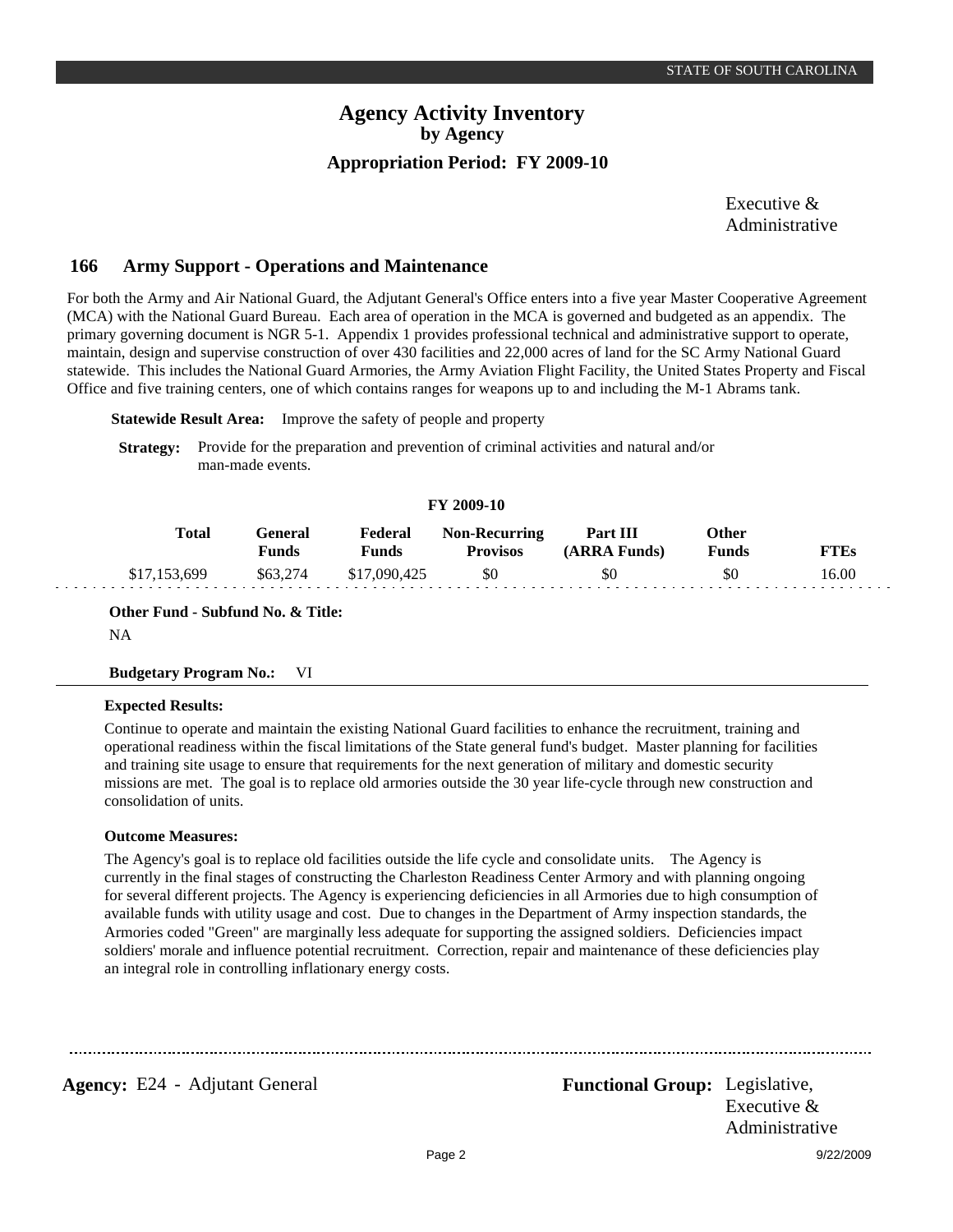Executive & Administrative

## 166 Army Support - Operations and Maintenance

For both the Army and Air National Guard, the Adjutant General's Office enters into a five year Master Cooperative Agreement (MCA) with the National Guard Bureau. Each area of operation in the MCA is governed and budgeted as an appendix. The primary governing document is NGR 5-1. Appendix 1 provides professional technical and administrative support to operate, maintain, design and supervise construction of over 430 facilities and 22,000 acres of land for the SC Army National Guard statewide. This includes the National Guard Armories, the Army Aviation Flight Facility, the United States Property and Fiscal Office and five training centers, one of which contains ranges for weapons up to and including the M-1 Abrams tank.

**Statewide Result Area:** Improve the safety of people and property

**Strategy:** Provide for the preparation and prevention of criminal activities and natural and/or man-made events.

**FY 2009-10**

| Total | General Funds | Federal Funds | Non-Recurring Provisos | Part III (ARRA Funds) | Other Funds | FTEs |
|---|---|---|---|---|---|---|
| $17,153,699 | $63,274 | $17,090,425 | $0 | $0 | $0 | 16.00 |

**Other Fund - Subfund No. & Title:**

NA

**Budgetary Program No.:** VI

**Expected Results:**

Continue to operate and maintain the existing National Guard facilities to enhance the recruitment, training and operational readiness within the fiscal limitations of the State general fund's budget. Master planning for facilities and training site usage to ensure that requirements for the next generation of military and domestic security missions are met. The goal is to replace old armories outside the 30 year life-cycle through new construction and consolidation of units.

**Outcome Measures:**

The Agency's goal is to replace old facilities outside the life cycle and consolidate units. The Agency is currently in the final stages of constructing the Charleston Readiness Center Armory and with planning ongoing for several different projects. The Agency is experiencing deficiencies in all Armories due to high consumption of available funds with utility usage and cost. Due to changes in the Department of Army inspection standards, the Armories coded "Green" are marginally less adequate for supporting the assigned soldiers. Deficiencies impact soldiers' morale and influence potential recruitment. Correction, repair and maintenance of these deficiencies play an integral role in controlling inflationary energy costs.

**Agency:** E24 - Adjutant General **Functional Group:** Legislative, Executive & Administrative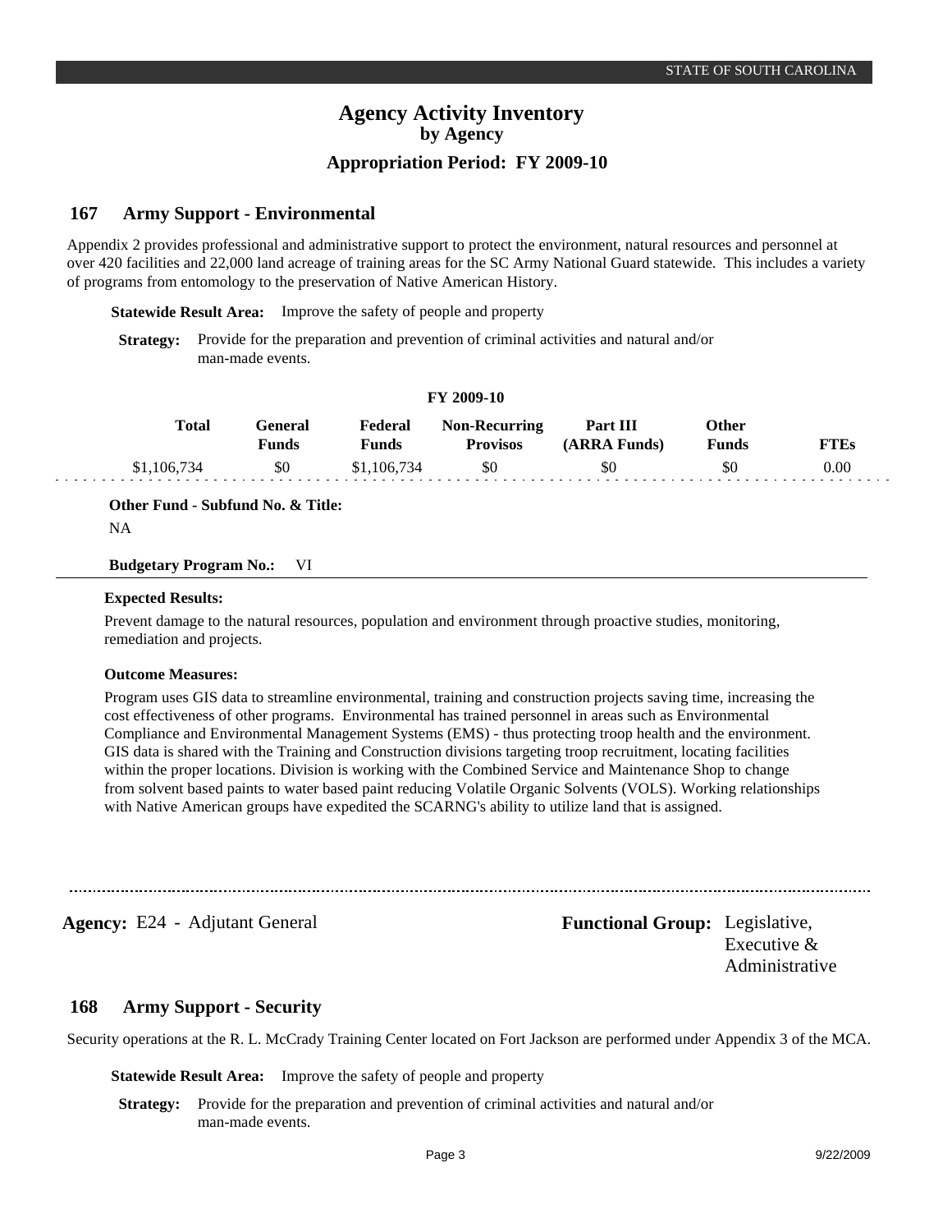# Agency Activity Inventory
## by Agency
## Appropriation Period: FY 2009-10

### 167 Army Support - Environmental

Appendix 2 provides professional and administrative support to protect the environment, natural resources and personnel at over 420 facilities and 22,000 land acreage of training areas for the SC Army National Guard statewide. This includes a variety of programs from entomology to the preservation of Native American History.

**Statewide Result Area:** Improve the safety of people and property

**Strategy:** Provide for the preparation and prevention of criminal activities and natural and/or man-made events.

**FY 2009-10**

| Total | General Funds | Federal Funds | Non-Recurring Provisos | Part III (ARRA Funds) | Other Funds | FTEs |
|---|---|---|---|---|---|---|
| $1,106,734 | $0 | $1,106,734 | $0 | $0 | $0 | 0.00 |

**Other Fund - Subfund No. & Title:**

NA

**Budgetary Program No.:** VI

**Expected Results:**

Prevent damage to the natural resources, population and environment through proactive studies, monitoring, remediation and projects.

**Outcome Measures:**

Program uses GIS data to streamline environmental, training and construction projects saving time, increasing the cost effectiveness of other programs. Environmental has trained personnel in areas such as Environmental Compliance and Environmental Management Systems (EMS) - thus protecting troop health and the environment. GIS data is shared with the Training and Construction divisions targeting troop recruitment, locating facilities within the proper locations. Division is working with the Combined Service and Maintenance Shop to change from solvent based paints to water based paint reducing Volatile Organic Solvents (VOLS). Working relationships with Native American groups have expedited the SCARNG's ability to utilize land that is assigned.

---

**Agency:** E24 - Adjutant General **Functional Group:** Legislative, Executive & Administrative

### 168 Army Support - Security

Security operations at the R. L. McCrady Training Center located on Fort Jackson are performed under Appendix 3 of the MCA.

**Statewide Result Area:** Improve the safety of people and property

**Strategy:** Provide for the preparation and prevention of criminal activities and natural and/or man-made events.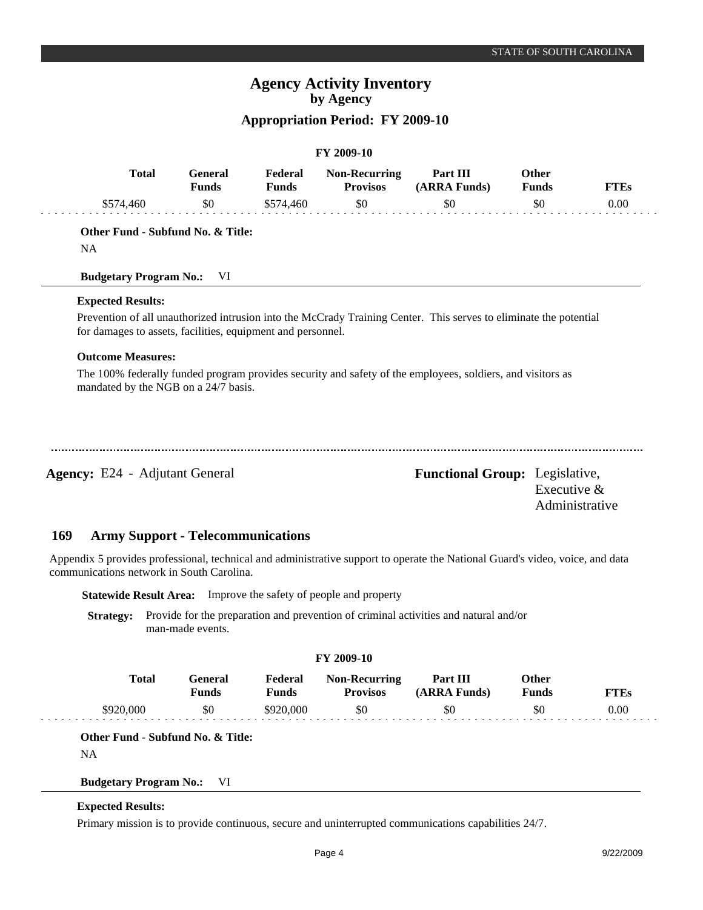# Agency Activity Inventory
## by Agency
### Appropriation Period: FY 2009-10

FY 2009-10

| Total | General Funds | Federal Funds | Non-Recurring Provisos | Part III (ARRA Funds) | Other Funds | FTEs |
|---|---|---|---|---|---|---|
| $574,460 | $0 | $574,460 | $0 | $0 | $0 | 0.00 |

**Other Fund - Subfund No. & Title:**

NA

**Budgetary Program No.:** VI

**Expected Results:**

Prevention of all unauthorized intrusion into the McCrady Training Center. This serves to eliminate the potential for damages to assets, facilities, equipment and personnel.

**Outcome Measures:**

The 100% federally funded program provides security and safety of the employees, soldiers, and visitors as mandated by the NGB on a 24/7 basis.

---

**Agency:** E24 - Adjutant General

**Functional Group:** Legislative, Executive & Administrative

## 169 Army Support - Telecommunications

Appendix 5 provides professional, technical and administrative support to operate the National Guard's video, voice, and data communications network in South Carolina.

**Statewide Result Area:** Improve the safety of people and property

**Strategy:** Provide for the preparation and prevention of criminal activities and natural and/or man-made events.

FY 2009-10

| Total | General Funds | Federal Funds | Non-Recurring Provisos | Part III (ARRA Funds) | Other Funds | FTEs |
|---|---|---|---|---|---|---|
| $920,000 | $0 | $920,000 | $0 | $0 | $0 | 0.00 |

**Other Fund - Subfund No. & Title:**

NA

**Budgetary Program No.:** VI

**Expected Results:**

Primary mission is to provide continuous, secure and uninterrupted communications capabilities 24/7.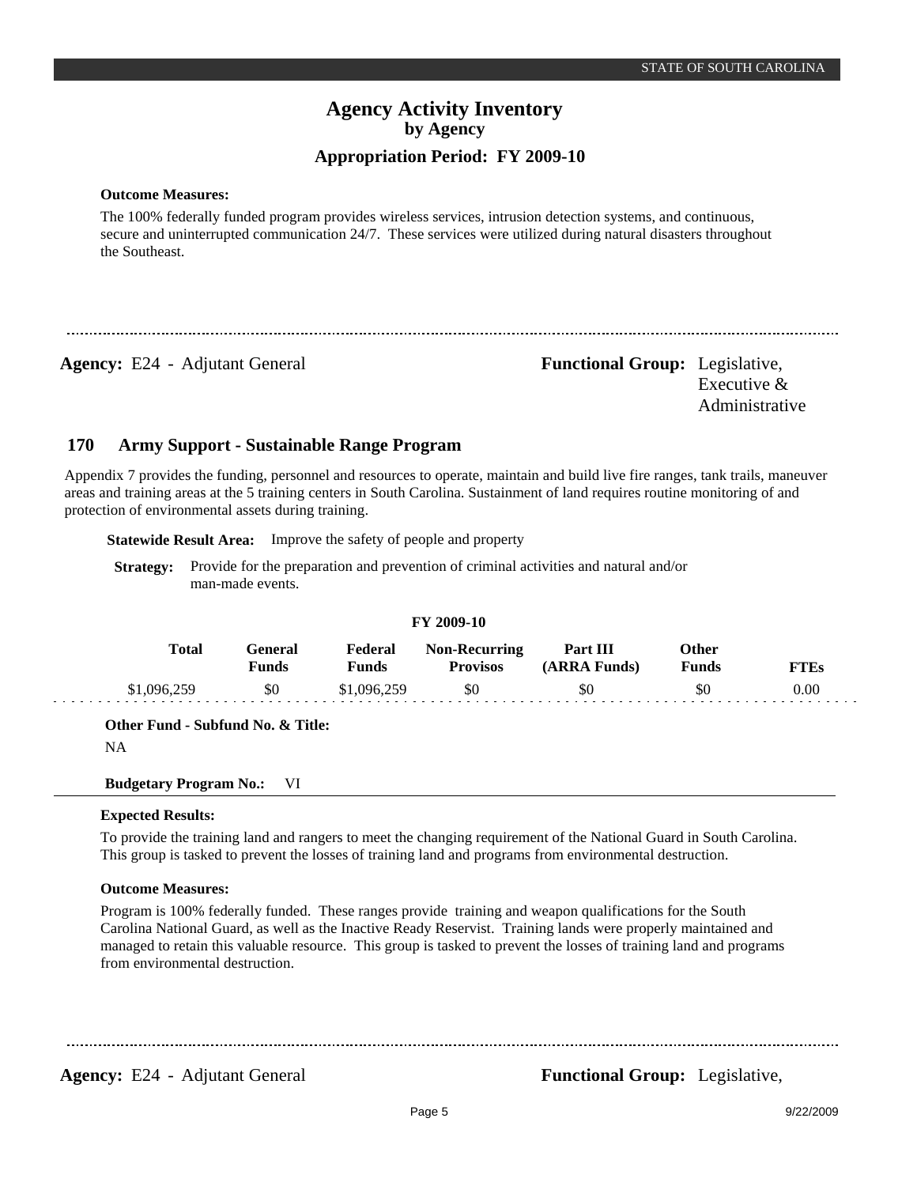**Outcome Measures:**

The 100% federally funded program provides wireless services, intrusion detection systems, and continuous, secure and uninterrupted communication 24/7. These services were utilized during natural disasters throughout the Southeast.

---

**Agency:** E24 - Adjutant General

**Functional Group:** Legislative, Executive & Administrative

## 170 Army Support - Sustainable Range Program

Appendix 7 provides the funding, personnel and resources to operate, maintain and build live fire ranges, tank trails, maneuver areas and training areas at the 5 training centers in South Carolina. Sustainment of land requires routine monitoring of and protection of environmental assets during training.

**Statewide Result Area:** Improve the safety of people and property

**Strategy:** Provide for the preparation and prevention of criminal activities and natural and/or man-made events.

**FY 2009-10**

| Total | General Funds | Federal Funds | Non-Recurring Provisos | Part III (ARRA Funds) | Other Funds | FTEs |
|---|---|---|---|---|---|---|
| $1,096,259 | $0 | $1,096,259 | $0 | $0 | $0 | 0.00 |

**Other Fund - Subfund No. & Title:**

NA

**Budgetary Program No.:** VI

**Expected Results:**

To provide the training land and rangers to meet the changing requirement of the National Guard in South Carolina. This group is tasked to prevent the losses of training land and programs from environmental destruction.

**Outcome Measures:**

Program is 100% federally funded. These ranges provide training and weapon qualifications for the South Carolina National Guard, as well as the Inactive Ready Reservist. Training lands were properly maintained and managed to retain this valuable resource. This group is tasked to prevent the losses of training land and programs from environmental destruction.

---

**Agency:** E24 - Adjutant General

**Functional Group:** Legislative,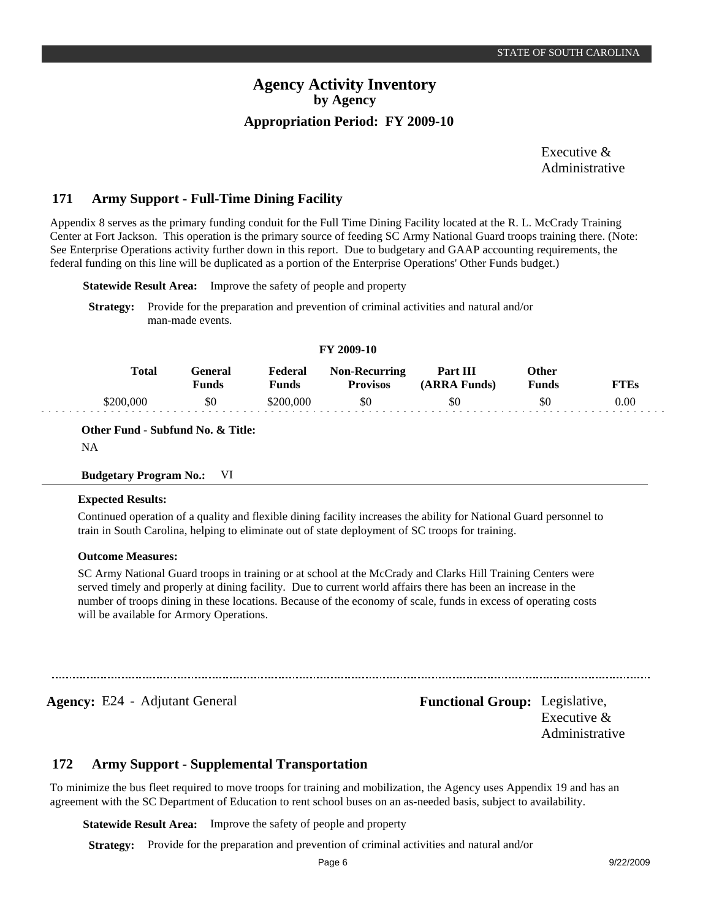Executive & Administrative

## 171 Army Support - Full-Time Dining Facility

Appendix 8 serves as the primary funding conduit for the Full Time Dining Facility located at the R. L. McCrady Training Center at Fort Jackson. This operation is the primary source of feeding SC Army National Guard troops training there. (Note: See Enterprise Operations activity further down in this report. Due to budgetary and GAAP accounting requirements, the federal funding on this line will be duplicated as a portion of the Enterprise Operations' Other Funds budget.)

**Statewide Result Area:** Improve the safety of people and property

**Strategy:** Provide for the preparation and prevention of criminal activities and natural and/or man-made events.

**FY 2009-10**

| Total | General Funds | Federal Funds | Non-Recurring Provisos | Part III (ARRA Funds) | Other Funds | FTEs |
|---|---|---|---|---|---|---|
| $200,000 | $0 | $200,000 | $0 | $0 | $0 | 0.00 |

**Other Fund - Subfund No. & Title:**

NA

**Budgetary Program No.:** VI

**Expected Results:**

Continued operation of a quality and flexible dining facility increases the ability for National Guard personnel to train in South Carolina, helping to eliminate out of state deployment of SC troops for training.

**Outcome Measures:**

SC Army National Guard troops in training or at school at the McCrady and Clarks Hill Training Centers were served timely and properly at dining facility. Due to current world affairs there has been an increase in the number of troops dining in these locations. Because of the economy of scale, funds in excess of operating costs will be available for Armory Operations.

**Agency:** E24 - Adjutant General

**Functional Group:** Legislative, Executive & Administrative

## 172 Army Support - Supplemental Transportation

To minimize the bus fleet required to move troops for training and mobilization, the Agency uses Appendix 19 and has an agreement with the SC Department of Education to rent school buses on an as-needed basis, subject to availability.

**Statewide Result Area:** Improve the safety of people and property

**Strategy:** Provide for the preparation and prevention of criminal activities and natural and/or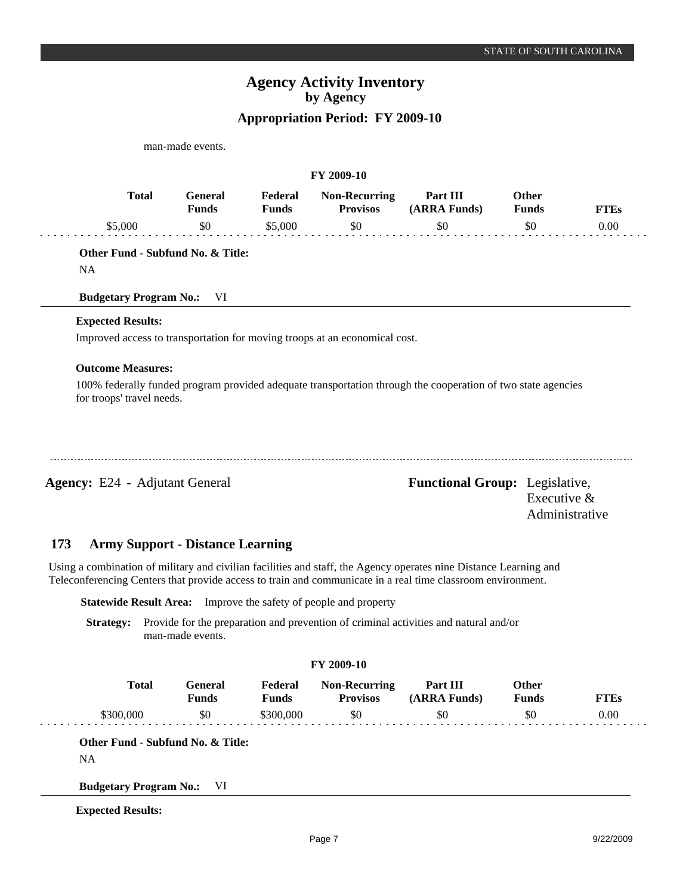man-made events.

| FY 2009-10 | | | | | | |
|---|---|---|---|---|---|---|
| **Total** | **General Funds** | **Federal Funds** | **Non-Recurring Provisos** | **Part III (ARRA Funds)** | **Other Funds** | **FTEs** |
| $5,000 | $0 | $5,000 | $0 | $0 | $0 | 0.00 |

**Other Fund - Subfund No. & Title:**

NA

**Budgetary Program No.:** VI

**Expected Results:**

Improved access to transportation for moving troops at an economical cost.

**Outcome Measures:**

100% federally funded program provided adequate transportation through the cooperation of two state agencies for troops' travel needs.

**Agency:** E24 - Adjutant General

**Functional Group:** Legislative, Executive & Administrative

## 173 Army Support - Distance Learning

Using a combination of military and civilian facilities and staff, the Agency operates nine Distance Learning and Teleconferencing Centers that provide access to train and communicate in a real time classroom environment.

**Statewide Result Area:** Improve the safety of people and property

**Strategy:** Provide for the preparation and prevention of criminal activities and natural and/or man-made events.

| FY 2009-10 | | | | | | |
|---|---|---|---|---|---|---|
| **Total** | **General Funds** | **Federal Funds** | **Non-Recurring Provisos** | **Part III (ARRA Funds)** | **Other Funds** | **FTEs** |
| $300,000 | $0 | $300,000 | $0 | $0 | $0 | 0.00 |

**Other Fund - Subfund No. & Title:**

NA

**Budgetary Program No.:** VI

**Expected Results:**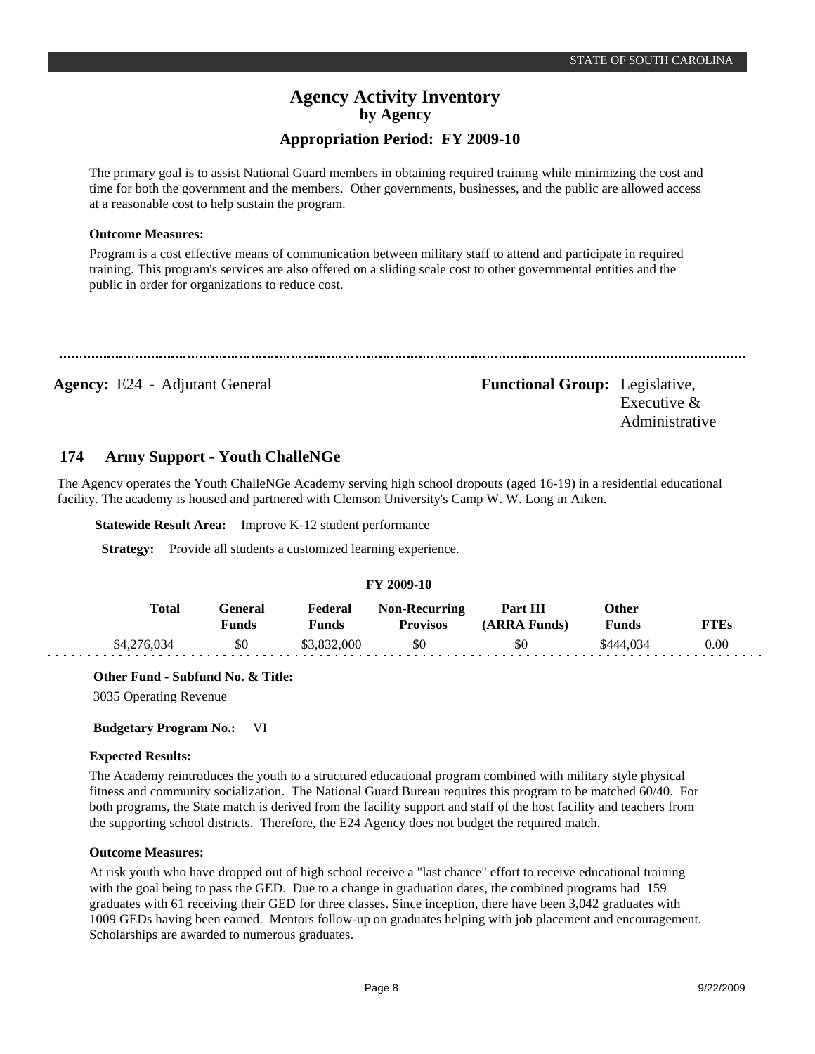The primary goal is to assist National Guard members in obtaining required training while minimizing the cost and time for both the government and the members. Other governments, businesses, and the public are allowed access at a reasonable cost to help sustain the program.

**Outcome Measures:**

Program is a cost effective means of communication between military staff to attend and participate in required training. This program's services are also offered on a sliding scale cost to other governmental entities and the public in order for organizations to reduce cost.

---

**Agency:** E24 - Adjutant General

**Functional Group:** Legislative, Executive & Administrative

## 174 Army Support - Youth ChalleNGe

The Agency operates the Youth ChalleNGe Academy serving high school dropouts (aged 16-19) in a residential educational facility. The academy is housed and partnered with Clemson University's Camp W. W. Long in Aiken.

**Statewide Result Area:** Improve K-12 student performance

**Strategy:** Provide all students a customized learning experience.

**FY 2009-10**

| Total | General Funds | Federal Funds | Non-Recurring Provisos | Part III (ARRA Funds) | Other Funds | FTEs |
|---|---|---|---|---|---|---|
| $4,276,034 | $0 | $3,832,000 | $0 | $0 | $444,034 | 0.00 |

**Other Fund - Subfund No. & Title:**

3035 Operating Revenue

**Budgetary Program No.:** VI

**Expected Results:**

The Academy reintroduces the youth to a structured educational program combined with military style physical fitness and community socialization. The National Guard Bureau requires this program to be matched 60/40. For both programs, the State match is derived from the facility support and staff of the host facility and teachers from the supporting school districts. Therefore, the E24 Agency does not budget the required match.

**Outcome Measures:**

At risk youth who have dropped out of high school receive a "last chance" effort to receive educational training with the goal being to pass the GED. Due to a change in graduation dates, the combined programs had 159 graduates with 61 receiving their GED for three classes. Since inception, there have been 3,042 graduates with 1009 GEDs having been earned. Mentors follow-up on graduates helping with job placement and encouragement. Scholarships are awarded to numerous graduates.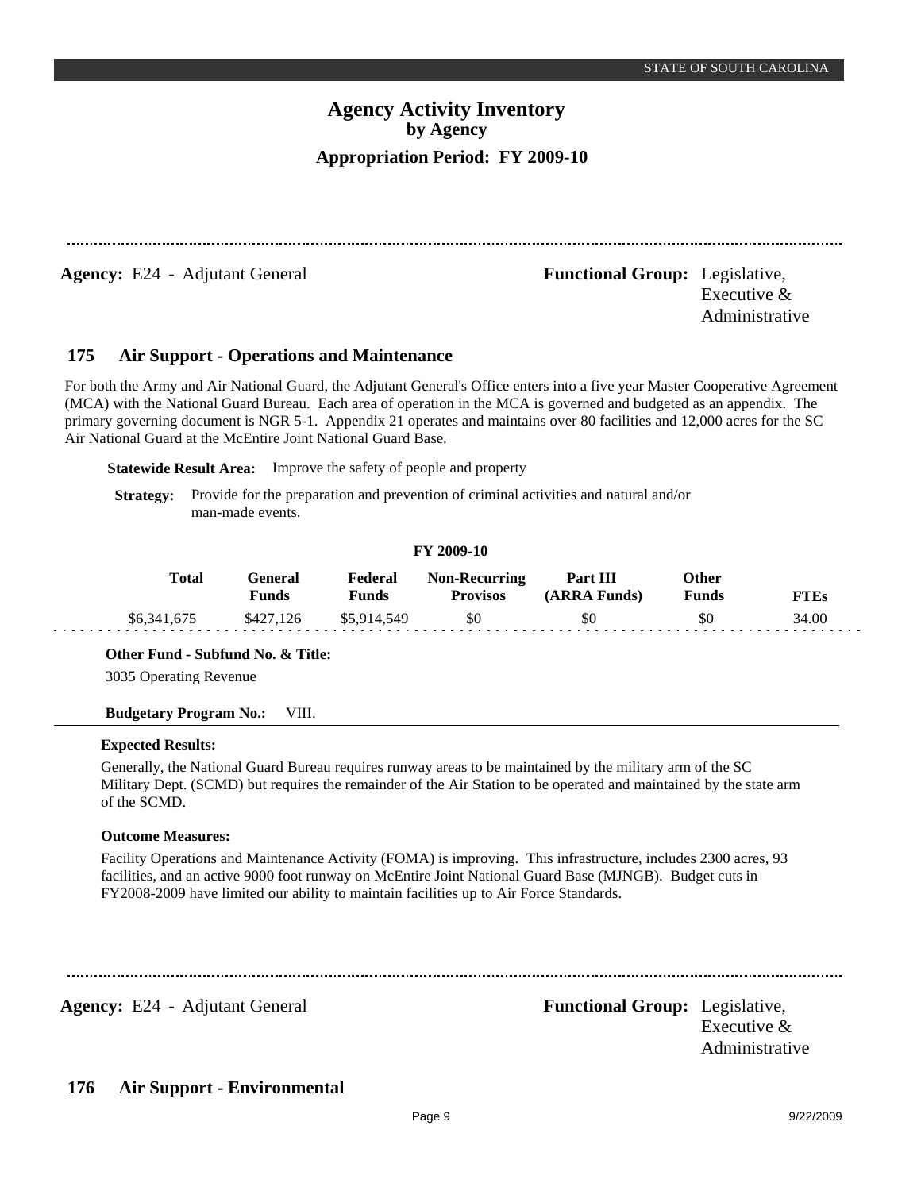**Agency:** E24 - Adjutant General

**Functional Group:** Legislative, Executive & Administrative

## 175 Air Support - Operations and Maintenance

For both the Army and Air National Guard, the Adjutant General's Office enters into a five year Master Cooperative Agreement (MCA) with the National Guard Bureau. Each area of operation in the MCA is governed and budgeted as an appendix. The primary governing document is NGR 5-1. Appendix 21 operates and maintains over 80 facilities and 12,000 acres for the SC Air National Guard at the McEntire Joint National Guard Base.

**Statewide Result Area:** Improve the safety of people and property

**Strategy:** Provide for the preparation and prevention of criminal activities and natural and/or man-made events.

**FY 2009-10**

| Total | General Funds | Federal Funds | Non-Recurring Provisos | Part III (ARRA Funds) | Other Funds | FTEs |
|---|---|---|---|---|---|---|
| $6,341,675 | $427,126 | $5,914,549 | $0 | $0 | $0 | 34.00 |

**Other Fund - Subfund No. & Title:**

3035 Operating Revenue

**Budgetary Program No.:** VIII.

**Expected Results:**

Generally, the National Guard Bureau requires runway areas to be maintained by the military arm of the SC Military Dept. (SCMD) but requires the remainder of the Air Station to be operated and maintained by the state arm of the SCMD.

**Outcome Measures:**

Facility Operations and Maintenance Activity (FOMA) is improving. This infrastructure, includes 2300 acres, 93 facilities, and an active 9000 foot runway on McEntire Joint National Guard Base (MJNGB). Budget cuts in FY2008-2009 have limited our ability to maintain facilities up to Air Force Standards.

---

**Agency:** E24 - Adjutant General

**Functional Group:** Legislative, Executive & Administrative

## 176 Air Support - Environmental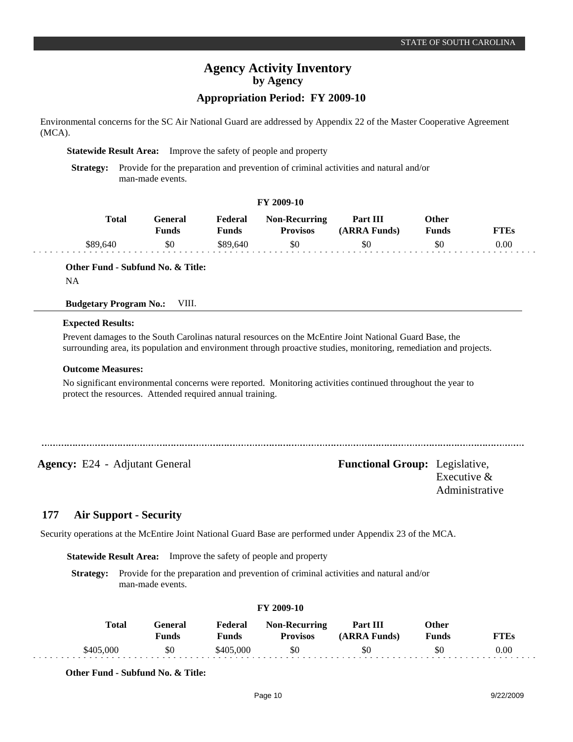Environmental concerns for the SC Air National Guard are addressed by Appendix 22 of the Master Cooperative Agreement (MCA).

**Statewide Result Area:** Improve the safety of people and property

**Strategy:** Provide for the preparation and prevention of criminal activities and natural and/or man-made events.

**FY 2009-10**

| Total | General Funds | Federal Funds | Non-Recurring Provisos | Part III (ARRA Funds) | Other Funds | FTEs |
|---|---|---|---|---|---|---|
| $89,640 | $0 | $89,640 | $0 | $0 | $0 | 0.00 |

**Other Fund - Subfund No. & Title:**

NA

**Budgetary Program No.:** VIII.

**Expected Results:**

Prevent damages to the South Carolinas natural resources on the McEntire Joint National Guard Base, the surrounding area, its population and environment through proactive studies, monitoring, remediation and projects.

**Outcome Measures:**

No significant environmental concerns were reported. Monitoring activities continued throughout the year to protect the resources. Attended required annual training.

---

**Agency:** E24 - Adjutant General

**Functional Group:** Legislative, Executive & Administrative

## 177 Air Support - Security

Security operations at the McEntire Joint National Guard Base are performed under Appendix 23 of the MCA.

**Statewide Result Area:** Improve the safety of people and property

**Strategy:** Provide for the preparation and prevention of criminal activities and natural and/or man-made events.

**FY 2009-10**

| Total | General Funds | Federal Funds | Non-Recurring Provisos | Part III (ARRA Funds) | Other Funds | FTEs |
|---|---|---|---|---|---|---|
| $405,000 | $0 | $405,000 | $0 | $0 | $0 | 0.00 |

**Other Fund - Subfund No. & Title:**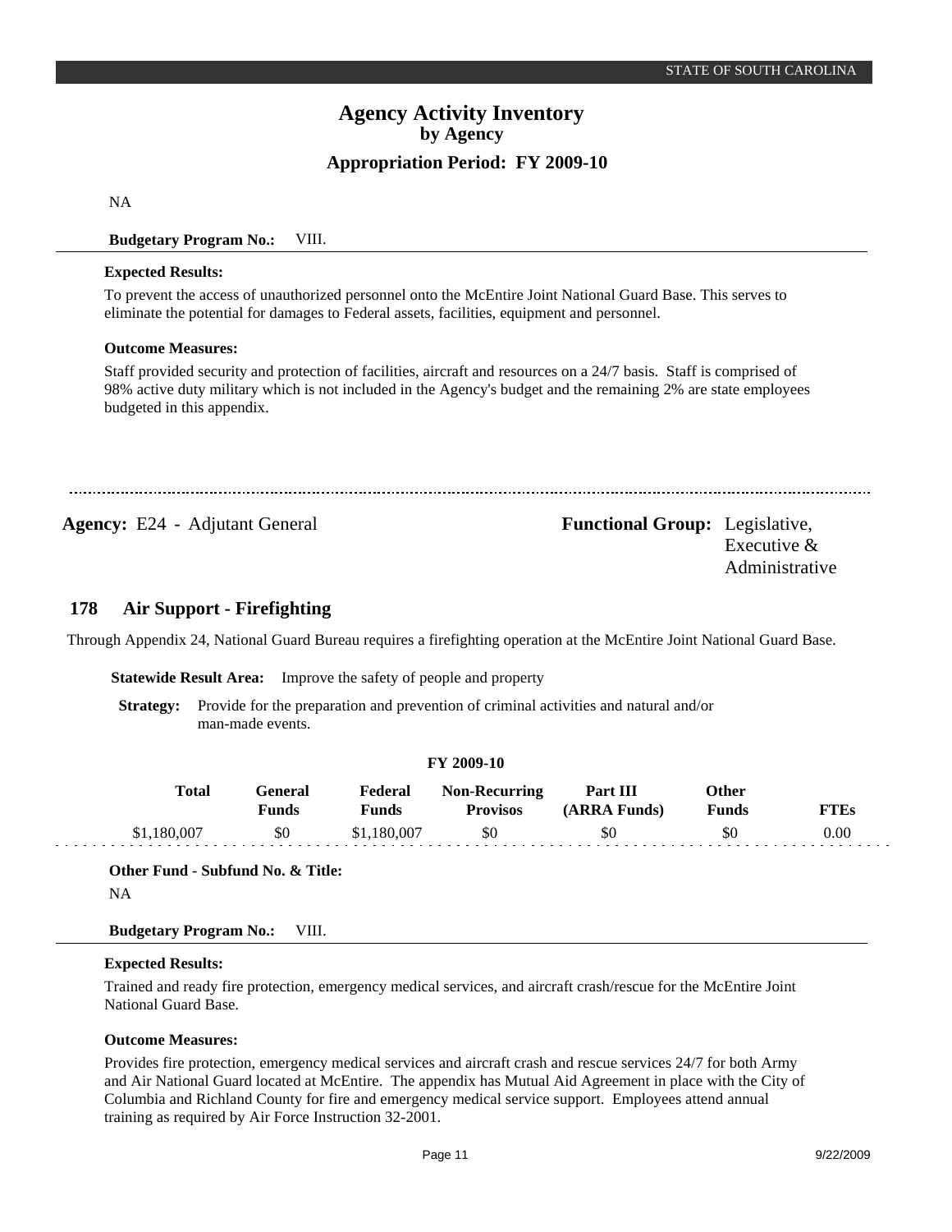NA

**Budgetary Program No.:** VIII.

**Expected Results:**

To prevent the access of unauthorized personnel onto the McEntire Joint National Guard Base. This serves to eliminate the potential for damages to Federal assets, facilities, equipment and personnel.

**Outcome Measures:**

Staff provided security and protection of facilities, aircraft and resources on a 24/7 basis. Staff is comprised of 98% active duty military which is not included in the Agency's budget and the remaining 2% are state employees budgeted in this appendix.

---

**Agency:** E24 - Adjutant General

**Functional Group:** Legislative, Executive & Administrative

## 178 Air Support - Firefighting

Through Appendix 24, National Guard Bureau requires a firefighting operation at the McEntire Joint National Guard Base.

**Statewide Result Area:** Improve the safety of people and property

**Strategy:** Provide for the preparation and prevention of criminal activities and natural and/or man-made events.

**FY 2009-10**

| Total | General Funds | Federal Funds | Non-Recurring Provisos | Part III (ARRA Funds) | Other Funds | FTEs |
|---|---|---|---|---|---|---|
| $1,180,007 | $0 | $1,180,007 | $0 | $0 | $0 | 0.00 |

**Other Fund - Subfund No. & Title:**

NA

**Budgetary Program No.:** VIII.

**Expected Results:**

Trained and ready fire protection, emergency medical services, and aircraft crash/rescue for the McEntire Joint National Guard Base.

**Outcome Measures:**

Provides fire protection, emergency medical services and aircraft crash and rescue services 24/7 for both Army and Air National Guard located at McEntire. The appendix has Mutual Aid Agreement in place with the City of Columbia and Richland County for fire and emergency medical service support. Employees attend annual training as required by Air Force Instruction 32-2001.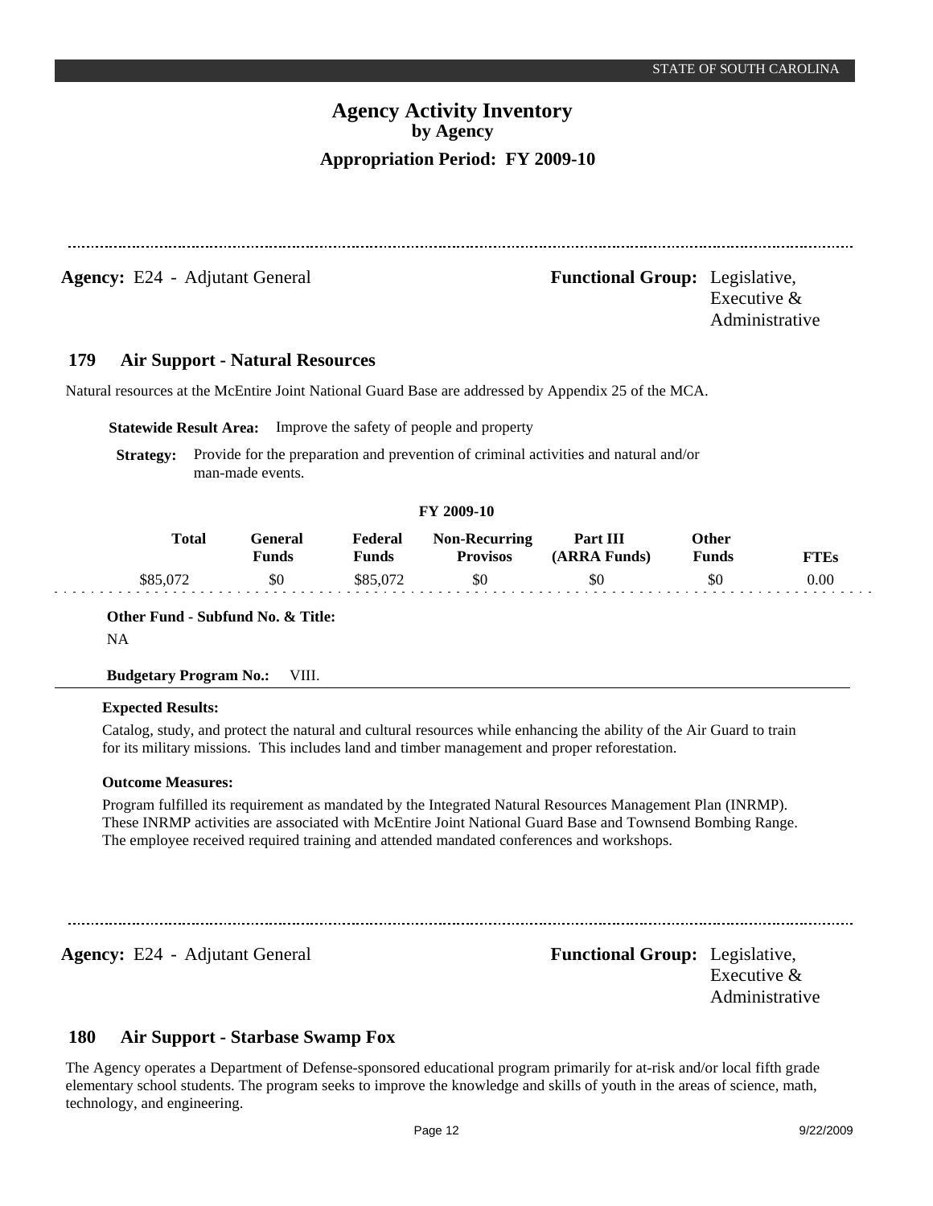**Agency:** E24 - Adjutant General

**Functional Group:** Legislative, Executive & Administrative

## 179 Air Support - Natural Resources

Natural resources at the McEntire Joint National Guard Base are addressed by Appendix 25 of the MCA.

**Statewide Result Area:** Improve the safety of people and property

**Strategy:** Provide for the preparation and prevention of criminal activities and natural and/or man-made events.

**FY 2009-10**

| Total | General Funds | Federal Funds | Non-Recurring Provisos | Part III (ARRA Funds) | Other Funds | FTEs |
|---|---|---|---|---|---|---|
| $85,072 | $0 | $85,072 | $0 | $0 | $0 | 0.00 |

**Other Fund - Subfund No. & Title:**

NA

**Budgetary Program No.:** VIII.

**Expected Results:**

Catalog, study, and protect the natural and cultural resources while enhancing the ability of the Air Guard to train for its military missions. This includes land and timber management and proper reforestation.

**Outcome Measures:**

Program fulfilled its requirement as mandated by the Integrated Natural Resources Management Plan (INRMP). These INRMP activities are associated with McEntire Joint National Guard Base and Townsend Bombing Range. The employee received required training and attended mandated conferences and workshops.

---

**Agency:** E24 - Adjutant General

**Functional Group:** Legislative, Executive & Administrative

## 180 Air Support - Starbase Swamp Fox

The Agency operates a Department of Defense-sponsored educational program primarily for at-risk and/or local fifth grade elementary school students. The program seeks to improve the knowledge and skills of youth in the areas of science, math, technology, and engineering.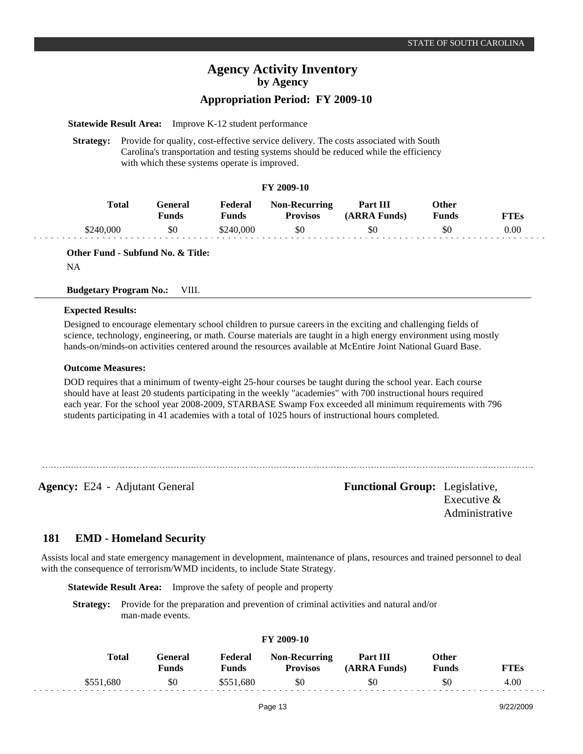# Agency Activity Inventory
## by Agency
### Appropriation Period: FY 2009-10

**Statewide Result Area:** Improve K-12 student performance

**Strategy:** Provide for quality, cost-effective service delivery. The costs associated with South Carolina's transportation and testing systems should be reduced while the efficiency with which these systems operate is improved.

**FY 2009-10**

| Total | General Funds | Federal Funds | Non-Recurring Provisos | Part III (ARRA Funds) | Other Funds | FTEs |
|---|---|---|---|---|---|---|
| $240,000 | $0 | $240,000 | $0 | $0 | $0 | 0.00 |

**Other Fund - Subfund No. & Title:**

NA

**Budgetary Program No.:** VIII.

**Expected Results:**

Designed to encourage elementary school children to pursue careers in the exciting and challenging fields of science, technology, engineering, or math. Course materials are taught in a high energy environment using mostly hands-on/minds-on activities centered around the resources available at McEntire Joint National Guard Base.

**Outcome Measures:**

DOD requires that a minimum of twenty-eight 25-hour courses be taught during the school year. Each course should have at least 20 students participating in the weekly "academies" with 700 instructional hours required each year. For the school year 2008-2009, STARBASE Swamp Fox exceeded all minimum requirements with 796 students participating in 41 academies with a total of 1025 hours of instructional hours completed.

---

**Agency:** E24 - Adjutant General

**Functional Group:** Legislative, Executive & Administrative

## 181 EMD - Homeland Security

Assists local and state emergency management in development, maintenance of plans, resources and trained personnel to deal with the consequence of terrorism/WMD incidents, to include State Strategy.

**Statewide Result Area:** Improve the safety of people and property

**Strategy:** Provide for the preparation and prevention of criminal activities and natural and/or man-made events.

**FY 2009-10**

| Total | General Funds | Federal Funds | Non-Recurring Provisos | Part III (ARRA Funds) | Other Funds | FTEs |
|---|---|---|---|---|---|---|
| $551,680 | $0 | $551,680 | $0 | $0 | $0 | 4.00 |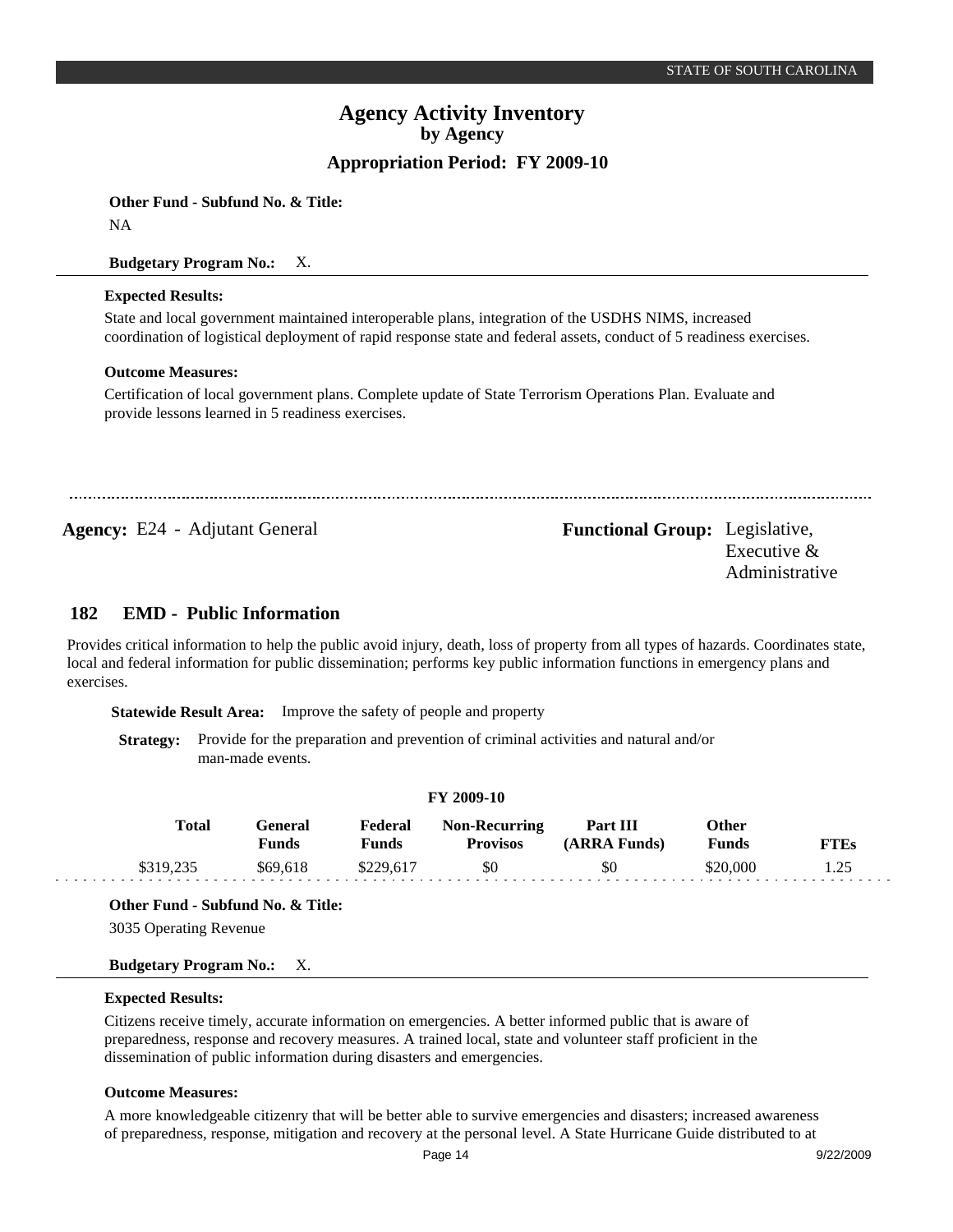**Other Fund - Subfund No. & Title:**

NA

**Budgetary Program No.:** X.

**Expected Results:**

State and local government maintained interoperable plans, integration of the USDHS NIMS, increased coordination of logistical deployment of rapid response state and federal assets, conduct of 5 readiness exercises.

**Outcome Measures:**

Certification of local government plans. Complete update of State Terrorism Operations Plan. Evaluate and provide lessons learned in 5 readiness exercises.

---

**Agency:** E24 - Adjutant General

**Functional Group:** Legislative, Executive & Administrative

## 182 EMD - Public Information

Provides critical information to help the public avoid injury, death, loss of property from all types of hazards. Coordinates state, local and federal information for public dissemination; performs key public information functions in emergency plans and exercises.

**Statewide Result Area:** Improve the safety of people and property

**Strategy:** Provide for the preparation and prevention of criminal activities and natural and/or man-made events.

**FY 2009-10**

| Total | General Funds | Federal Funds | Non-Recurring Provisos | Part III (ARRA Funds) | Other Funds | FTEs |
|---|---|---|---|---|---|---|
| $319,235 | $69,618 | $229,617 | $0 | $0 | $20,000 | 1.25 |

**Other Fund - Subfund No. & Title:**

3035 Operating Revenue

**Budgetary Program No.:** X.

**Expected Results:**

Citizens receive timely, accurate information on emergencies. A better informed public that is aware of preparedness, response and recovery measures. A trained local, state and volunteer staff proficient in the dissemination of public information during disasters and emergencies.

**Outcome Measures:**

A more knowledgeable citizenry that will be better able to survive emergencies and disasters; increased awareness of preparedness, response, mitigation and recovery at the personal level. A State Hurricane Guide distributed to at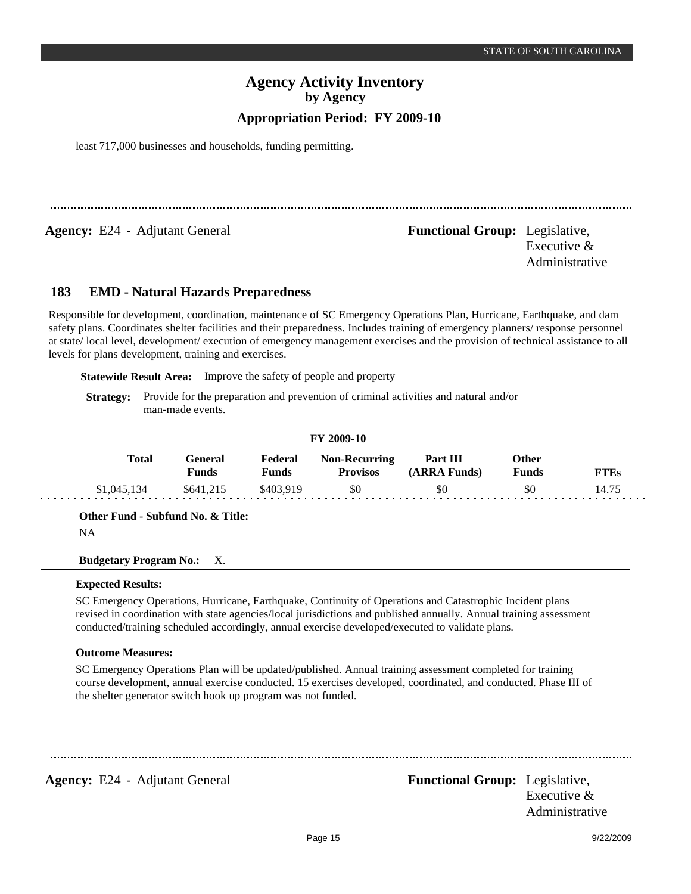least 717,000 businesses and households, funding permitting.

---

**Agency:** E24 - Adjutant General **Functional Group:** Legislative, Executive & Administrative

## 183 EMD - Natural Hazards Preparedness

Responsible for development, coordination, maintenance of SC Emergency Operations Plan, Hurricane, Earthquake, and dam safety plans. Coordinates shelter facilities and their preparedness. Includes training of emergency planners/ response personnel at state/ local level, development/ execution of emergency management exercises and the provision of technical assistance to all levels for plans development, training and exercises.

**Statewide Result Area:** Improve the safety of people and property

**Strategy:** Provide for the preparation and prevention of criminal activities and natural and/or man-made events.

**FY 2009-10**

| Total | General Funds | Federal Funds | Non-Recurring Provisos | Part III (ARRA Funds) | Other Funds | FTEs |
|---|---|---|---|---|---|---|
| $1,045,134 | $641,215 | $403,919 | $0 | $0 | $0 | 14.75 |

**Other Fund - Subfund No. & Title:**

NA

**Budgetary Program No.:** X.

**Expected Results:**

SC Emergency Operations, Hurricane, Earthquake, Continuity of Operations and Catastrophic Incident plans revised in coordination with state agencies/local jurisdictions and published annually. Annual training assessment conducted/training scheduled accordingly, annual exercise developed/executed to validate plans.

**Outcome Measures:**

SC Emergency Operations Plan will be updated/published. Annual training assessment completed for training course development, annual exercise conducted. 15 exercises developed, coordinated, and conducted. Phase III of the shelter generator switch hook up program was not funded.

---

**Agency:** E24 - Adjutant General **Functional Group:** Legislative, Executive & Administrative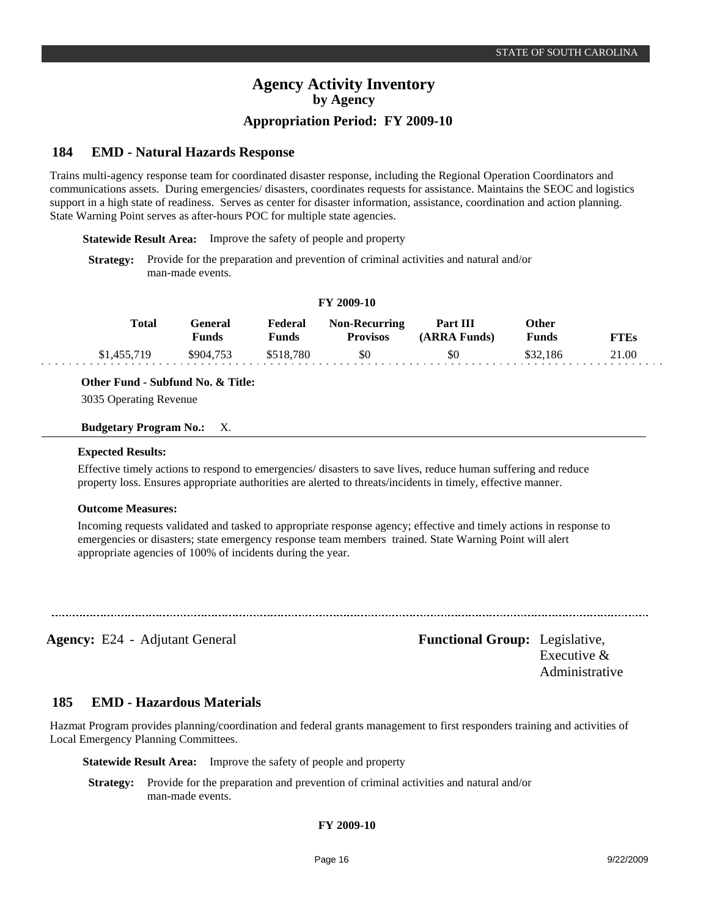## 184 EMD - Natural Hazards Response

Trains multi-agency response team for coordinated disaster response, including the Regional Operation Coordinators and communications assets. During emergencies/ disasters, coordinates requests for assistance. Maintains the SEOC and logistics support in a high state of readiness. Serves as center for disaster information, assistance, coordination and action planning. State Warning Point serves as after-hours POC for multiple state agencies.

**Statewide Result Area:** Improve the safety of people and property

**Strategy:** Provide for the preparation and prevention of criminal activities and natural and/or man-made events.

**FY 2009-10**

| Total | General Funds | Federal Funds | Non-Recurring Provisos | Part III (ARRA Funds) | Other Funds | FTEs |
|---|---|---|---|---|---|---|
| $1,455,719 | $904,753 | $518,780 | $0 | $0 | $32,186 | 21.00 |

**Other Fund - Subfund No. & Title:**

3035 Operating Revenue

**Budgetary Program No.:** X.

**Expected Results:**

Effective timely actions to respond to emergencies/ disasters to save lives, reduce human suffering and reduce property loss. Ensures appropriate authorities are alerted to threats/incidents in timely, effective manner.

**Outcome Measures:**

Incoming requests validated and tasked to appropriate response agency; effective and timely actions in response to emergencies or disasters; state emergency response team members trained. State Warning Point will alert appropriate agencies of 100% of incidents during the year.

---

**Agency:** E24 - Adjutant General **Functional Group:** Legislative, Executive & Administrative

## 185 EMD - Hazardous Materials

Hazmat Program provides planning/coordination and federal grants management to first responders training and activities of Local Emergency Planning Committees.

**Statewide Result Area:** Improve the safety of people and property

**Strategy:** Provide for the preparation and prevention of criminal activities and natural and/or man-made events.

**FY 2009-10**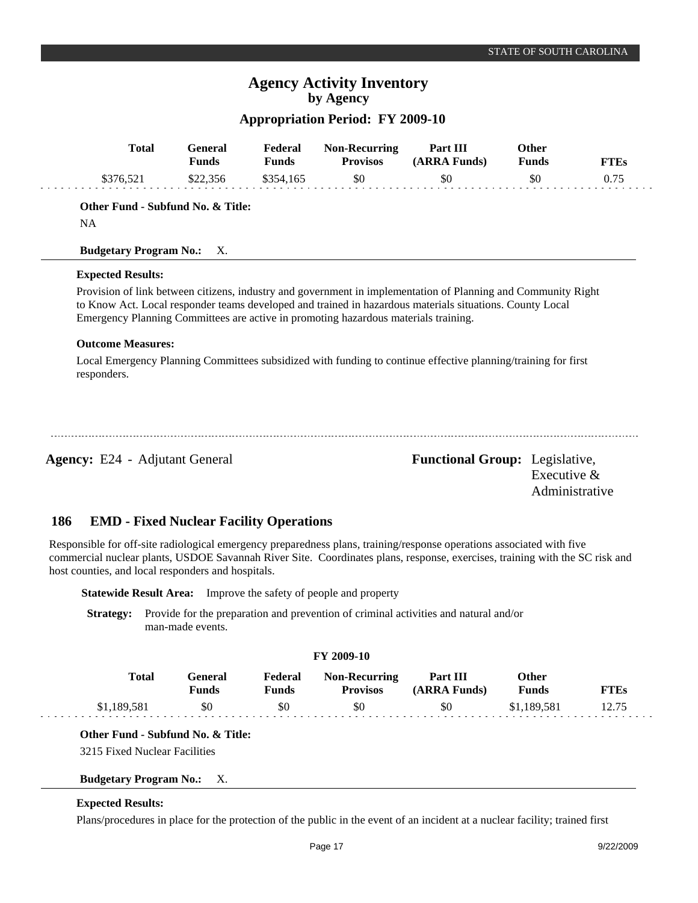| Total | General Funds | Federal Funds | Non-Recurring Provisos | Part III (ARRA Funds) | Other Funds | FTEs |
|---|---|---|---|---|---|---|
| $376,521 | $22,356 | $354,165 | $0 | $0 | $0 | 0.75 |

**Other Fund - Subfund No. & Title:**

NA

**Budgetary Program No.:** X.

**Expected Results:**

Provision of link between citizens, industry and government in implementation of Planning and Community Right to Know Act. Local responder teams developed and trained in hazardous materials situations. County Local Emergency Planning Committees are active in promoting hazardous materials training.

**Outcome Measures:**

Local Emergency Planning Committees subsidized with funding to continue effective planning/training for first responders.

---

**Agency:** E24 - Adjutant General

**Functional Group:** Legislative, Executive & Administrative

## 186 EMD - Fixed Nuclear Facility Operations

Responsible for off-site radiological emergency preparedness plans, training/response operations associated with five commercial nuclear plants, USDOE Savannah River Site. Coordinates plans, response, exercises, training with the SC risk and host counties, and local responders and hospitals.

**Statewide Result Area:** Improve the safety of people and property

**Strategy:** Provide for the preparation and prevention of criminal activities and natural and/or man-made events.

**FY 2009-10**

| Total | General Funds | Federal Funds | Non-Recurring Provisos | Part III (ARRA Funds) | Other Funds | FTEs |
|---|---|---|---|---|---|---|
| $1,189,581 | $0 | $0 | $0 | $0 | $1,189,581 | 12.75 |

**Other Fund - Subfund No. & Title:**

3215 Fixed Nuclear Facilities

**Budgetary Program No.:** X.

**Expected Results:**

Plans/procedures in place for the protection of the public in the event of an incident at a nuclear facility; trained first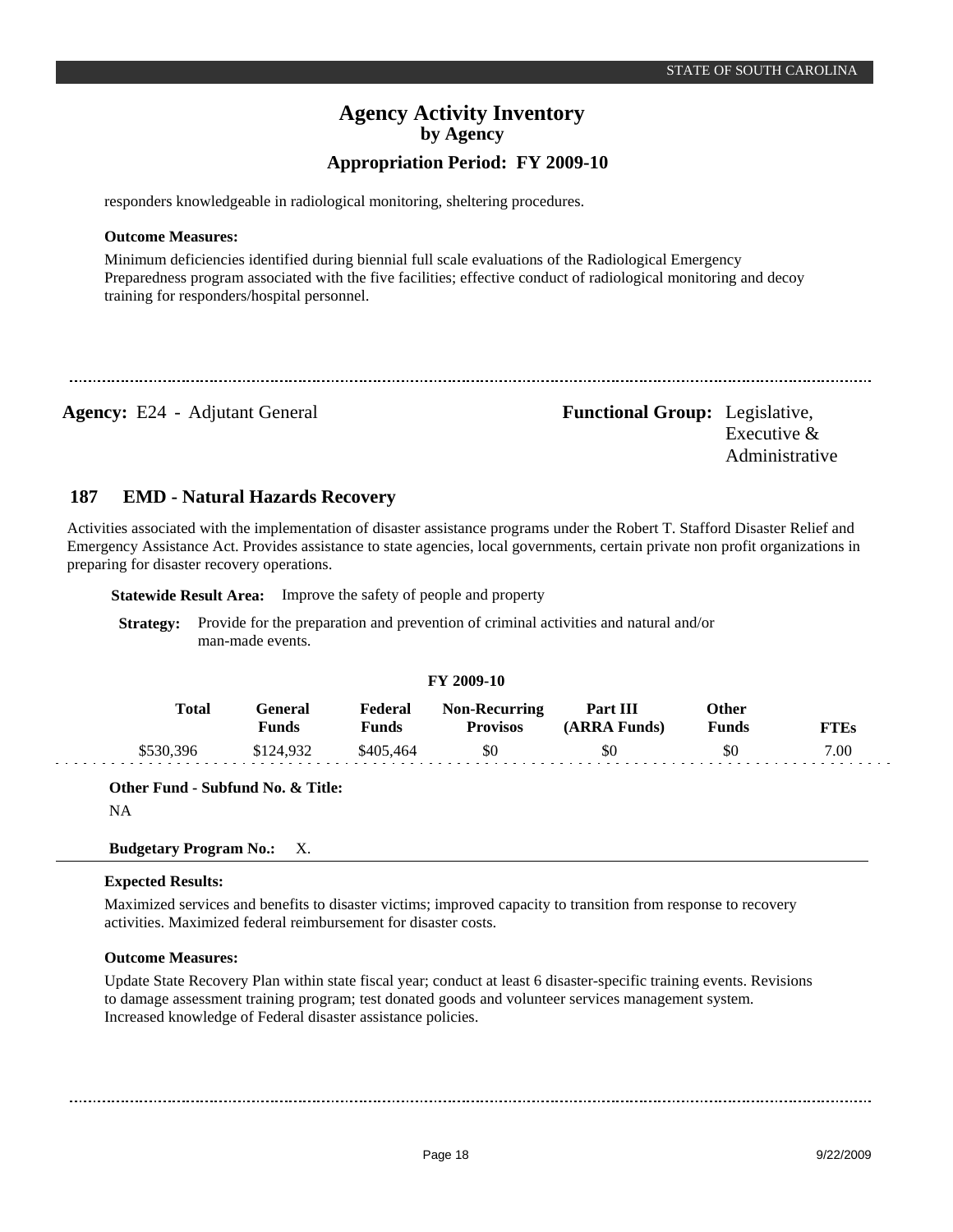responders knowledgeable in radiological monitoring, sheltering procedures.

**Outcome Measures:**

Minimum deficiencies identified during biennial full scale evaluations of the Radiological Emergency Preparedness program associated with the five facilities; effective conduct of radiological monitoring and decoy training for responders/hospital personnel.

---

**Agency:** E24 - Adjutant General **Functional Group:** Legislative, Executive & Administrative

## 187 EMD - Natural Hazards Recovery

Activities associated with the implementation of disaster assistance programs under the Robert T. Stafford Disaster Relief and Emergency Assistance Act. Provides assistance to state agencies, local governments, certain private non profit organizations in preparing for disaster recovery operations.

**Statewide Result Area:** Improve the safety of people and property

**Strategy:** Provide for the preparation and prevention of criminal activities and natural and/or man-made events.

**FY 2009-10**

| Total | General Funds | Federal Funds | Non-Recurring Provisos | Part III (ARRA Funds) | Other Funds | FTEs |
|---|---|---|---|---|---|---|
| $530,396 | $124,932 | $405,464 | $0 | $0 | $0 | 7.00 |

**Other Fund - Subfund No. & Title:**

NA

**Budgetary Program No.:** X.

**Expected Results:**

Maximized services and benefits to disaster victims; improved capacity to transition from response to recovery activities. Maximized federal reimbursement for disaster costs.

**Outcome Measures:**

Update State Recovery Plan within state fiscal year; conduct at least 6 disaster-specific training events. Revisions to damage assessment training program; test donated goods and volunteer services management system. Increased knowledge of Federal disaster assistance policies.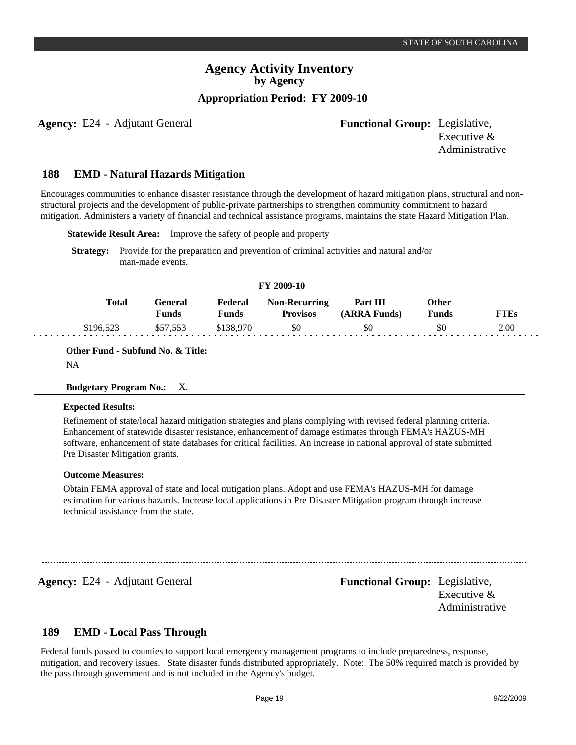# Agency Activity Inventory
## by Agency
### Appropriation Period: FY 2009-10

**Agency:** E24 - Adjutant General

**Functional Group:** Legislative, Executive & Administrative

## 188 EMD - Natural Hazards Mitigation

Encourages communities to enhance disaster resistance through the development of hazard mitigation plans, structural and non-structural projects and the development of public-private partnerships to strengthen community commitment to hazard mitigation. Administers a variety of financial and technical assistance programs, maintains the state Hazard Mitigation Plan.

**Statewide Result Area:** Improve the safety of people and property

**Strategy:** Provide for the preparation and prevention of criminal activities and natural and/or man-made events.

**FY 2009-10**

| Total | General Funds | Federal Funds | Non-Recurring Provisos | Part III (ARRA Funds) | Other Funds | FTEs |
|---|---|---|---|---|---|---|
| $196,523 | $57,553 | $138,970 | $0 | $0 | $0 | 2.00 |

**Other Fund - Subfund No. & Title:**

NA

**Budgetary Program No.:** X.

**Expected Results:**

Refinement of state/local hazard mitigation strategies and plans complying with revised federal planning criteria. Enhancement of statewide disaster resistance, enhancement of damage estimates through FEMA's HAZUS-MH software, enhancement of state databases for critical facilities. An increase in national approval of state submitted Pre Disaster Mitigation grants.

**Outcome Measures:**

Obtain FEMA approval of state and local mitigation plans. Adopt and use FEMA's HAZUS-MH for damage estimation for various hazards. Increase local applications in Pre Disaster Mitigation program through increase technical assistance from the state.

---

**Agency:** E24 - Adjutant General

**Functional Group:** Legislative, Executive & Administrative

## 189 EMD - Local Pass Through

Federal funds passed to counties to support local emergency management programs to include preparedness, response, mitigation, and recovery issues. State disaster funds distributed appropriately. Note: The 50% required match is provided by the pass through government and is not included in the Agency's budget.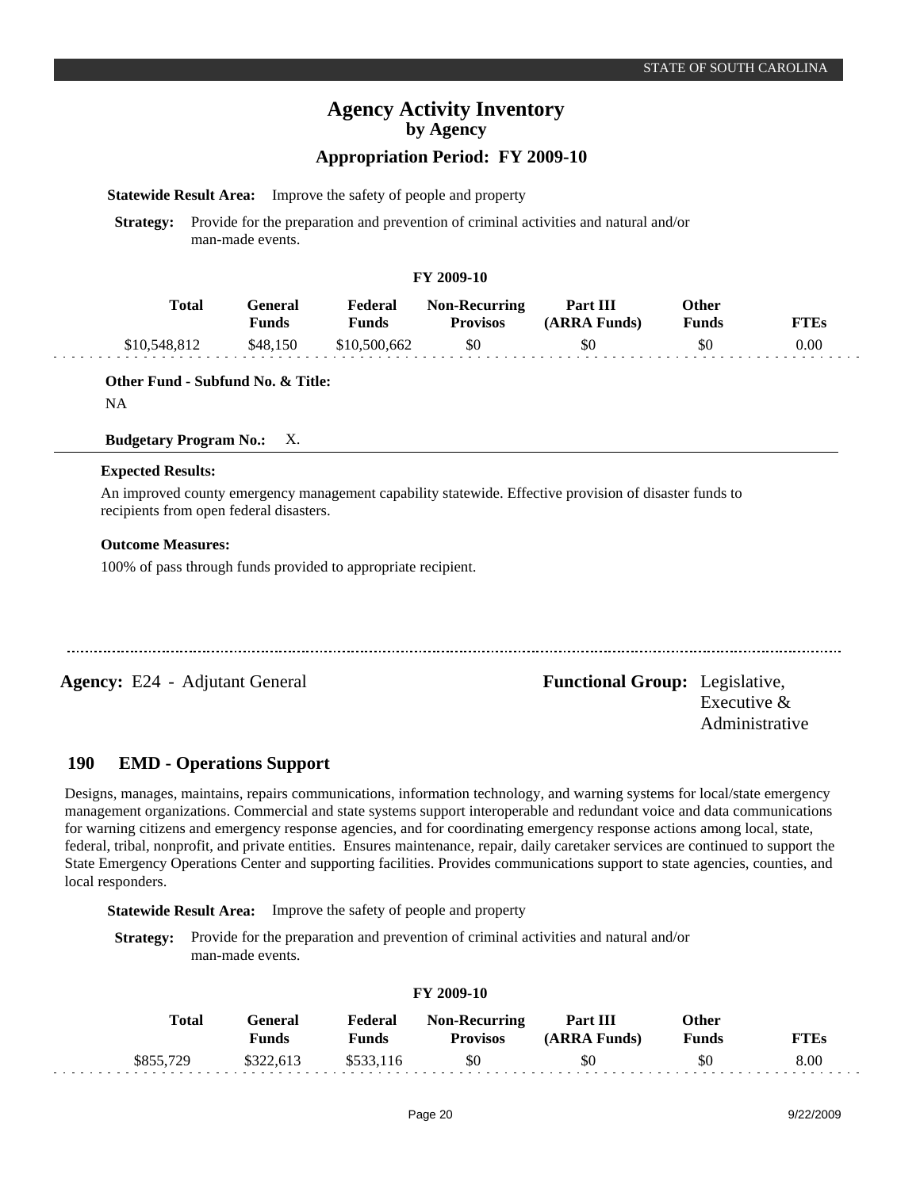# Agency Activity Inventory
## by Agency
### Appropriation Period: FY 2009-10

**Statewide Result Area:** Improve the safety of people and property

**Strategy:** Provide for the preparation and prevention of criminal activities and natural and/or man-made events.

**FY 2009-10**

| Total | General Funds | Federal Funds | Non-Recurring Provisos | Part III (ARRA Funds) | Other Funds | FTEs |
|---|---|---|---|---|---|---|
| $10,548,812 | $48,150 | $10,500,662 | $0 | $0 | $0 | 0.00 |

**Other Fund - Subfund No. & Title:**

NA

**Budgetary Program No.:** X.

**Expected Results:**

An improved county emergency management capability statewide. Effective provision of disaster funds to recipients from open federal disasters.

**Outcome Measures:**

100% of pass through funds provided to appropriate recipient.

---

**Agency:** E24 - Adjutant General

**Functional Group:** Legislative, Executive & Administrative

### 190 EMD - Operations Support

Designs, manages, maintains, repairs communications, information technology, and warning systems for local/state emergency management organizations. Commercial and state systems support interoperable and redundant voice and data communications for warning citizens and emergency response agencies, and for coordinating emergency response actions among local, state, federal, tribal, nonprofit, and private entities. Ensures maintenance, repair, daily caretaker services are continued to support the State Emergency Operations Center and supporting facilities. Provides communications support to state agencies, counties, and local responders.

**Statewide Result Area:** Improve the safety of people and property

**Strategy:** Provide for the preparation and prevention of criminal activities and natural and/or man-made events.

**FY 2009-10**

| Total | General Funds | Federal Funds | Non-Recurring Provisos | Part III (ARRA Funds) | Other Funds | FTEs |
|---|---|---|---|---|---|---|
| $855,729 | $322,613 | $533,116 | $0 | $0 | $0 | 8.00 |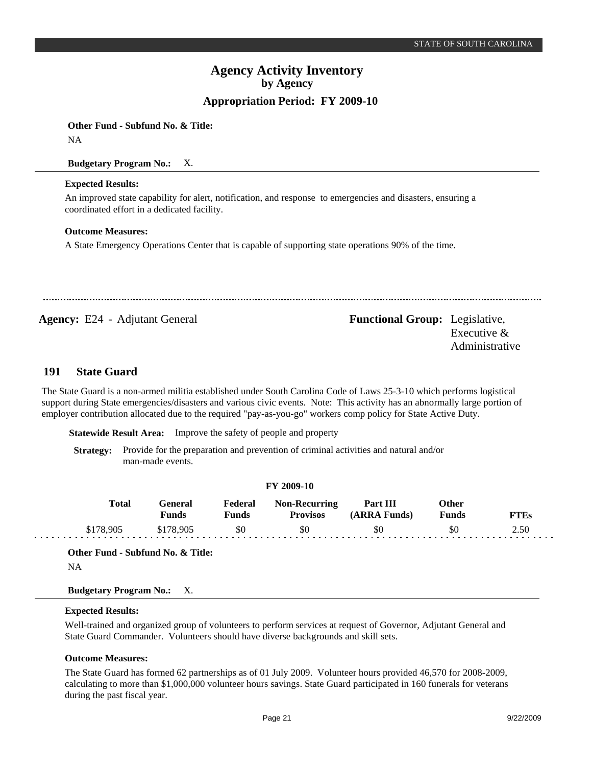**Other Fund - Subfund No. & Title:**

NA

**Budgetary Program No.:** X.

**Expected Results:**

An improved state capability for alert, notification, and response to emergencies and disasters, ensuring a coordinated effort in a dedicated facility.

**Outcome Measures:**

A State Emergency Operations Center that is capable of supporting state operations 90% of the time.

---

**Agency:** E24 - Adjutant General

**Functional Group:** Legislative, Executive & Administrative

## 191 State Guard

The State Guard is a non-armed militia established under South Carolina Code of Laws 25-3-10 which performs logistical support during State emergencies/disasters and various civic events. Note: This activity has an abnormally large portion of employer contribution allocated due to the required "pay-as-you-go" workers comp policy for State Active Duty.

**Statewide Result Area:** Improve the safety of people and property

**Strategy:** Provide for the preparation and prevention of criminal activities and natural and/or man-made events.

**FY 2009-10**

| Total | General Funds | Federal Funds | Non-Recurring Provisos | Part III (ARRA Funds) | Other Funds | FTEs |
|---|---|---|---|---|---|---|
| $178,905 | $178,905 | $0 | $0 | $0 | $0 | 2.50 |

**Other Fund - Subfund No. & Title:**

NA

**Budgetary Program No.:** X.

**Expected Results:**

Well-trained and organized group of volunteers to perform services at request of Governor, Adjutant General and State Guard Commander. Volunteers should have diverse backgrounds and skill sets.

**Outcome Measures:**

The State Guard has formed 62 partnerships as of 01 July 2009. Volunteer hours provided 46,570 for 2008-2009, calculating to more than $1,000,000 volunteer hours savings. State Guard participated in 160 funerals for veterans during the past fiscal year.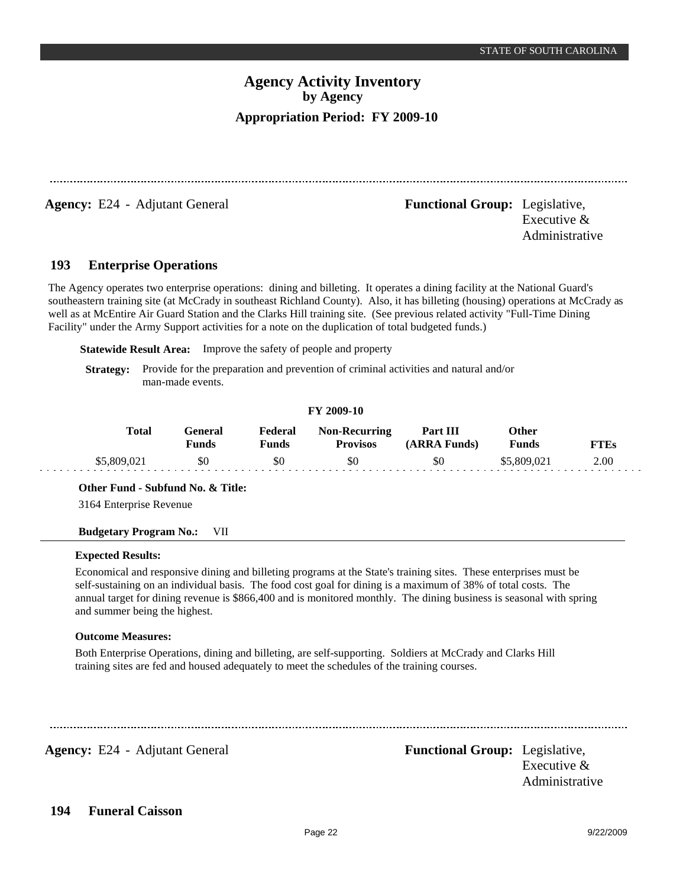# Agency Activity Inventory
## by Agency
### Appropriation Period: FY 2009-10

**Agency:** E24 - Adjutant General **Functional Group:** Legislative, Executive & Administrative

## 193 Enterprise Operations

The Agency operates two enterprise operations: dining and billeting. It operates a dining facility at the National Guard's southeastern training site (at McCrady in southeast Richland County). Also, it has billeting (housing) operations at McCrady as well as at McEntire Air Guard Station and the Clarks Hill training site. (See previous related activity "Full-Time Dining Facility" under the Army Support activities for a note on the duplication of total budgeted funds.)

**Statewide Result Area:** Improve the safety of people and property

**Strategy:** Provide for the preparation and prevention of criminal activities and natural and/or man-made events.

**FY 2009-10**

| Total | General Funds | Federal Funds | Non-Recurring Provisos | Part III (ARRA Funds) | Other Funds | FTEs |
|---|---|---|---|---|---|---|
| $5,809,021 | $0 | $0 | $0 | $0 | $5,809,021 | 2.00 |

**Other Fund - Subfund No. & Title:**

3164 Enterprise Revenue

**Budgetary Program No.:** VII

**Expected Results:**

Economical and responsive dining and billeting programs at the State's training sites. These enterprises must be self-sustaining on an individual basis. The food cost goal for dining is a maximum of 38% of total costs. The annual target for dining revenue is $866,400 and is monitored monthly. The dining business is seasonal with spring and summer being the highest.

**Outcome Measures:**

Both Enterprise Operations, dining and billeting, are self-supporting. Soldiers at McCrady and Clarks Hill training sites are fed and housed adequately to meet the schedules of the training courses.

**Agency:** E24 - Adjutant General **Functional Group:** Legislative, Executive & Administrative

## 194 Funeral Caisson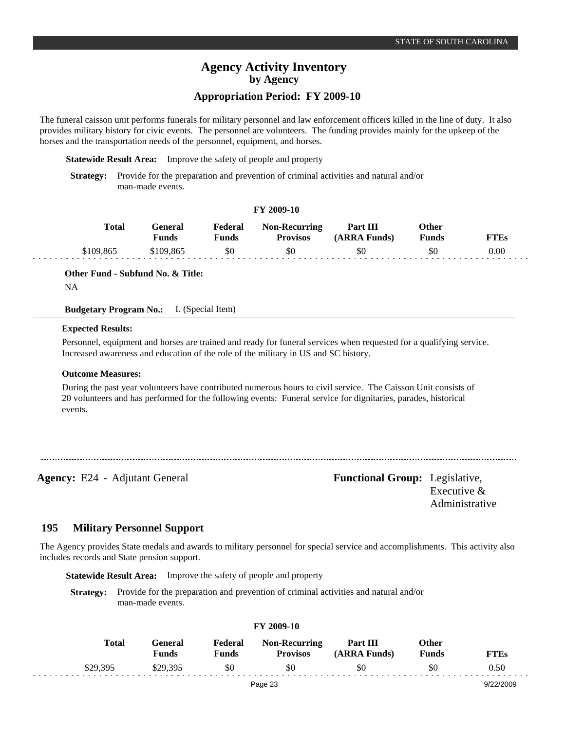The funeral caisson unit performs funerals for military personnel and law enforcement officers killed in the line of duty. It also provides military history for civic events. The personnel are volunteers. The funding provides mainly for the upkeep of the horses and the transportation needs of the personnel, equipment, and horses.

**Statewide Result Area:** Improve the safety of people and property

**Strategy:** Provide for the preparation and prevention of criminal activities and natural and/or man-made events.

**FY 2009-10**

| Total | General Funds | Federal Funds | Non-Recurring Provisos | Part III (ARRA Funds) | Other Funds | FTEs |
|---|---|---|---|---|---|---|
| $109,865 | $109,865 | $0 | $0 | $0 | $0 | 0.00 |

**Other Fund - Subfund No. & Title:**

NA

**Budgetary Program No.:** I. (Special Item)

**Expected Results:**

Personnel, equipment and horses are trained and ready for funeral services when requested for a qualifying service. Increased awareness and education of the role of the military in US and SC history.

**Outcome Measures:**

During the past year volunteers have contributed numerous hours to civil service. The Caisson Unit consists of 20 volunteers and has performed for the following events: Funeral service for dignitaries, parades, historical events.

---

**Agency:** E24 - Adjutant General

**Functional Group:** Legislative, Executive & Administrative

## 195 Military Personnel Support

The Agency provides State medals and awards to military personnel for special service and accomplishments. This activity also includes records and State pension support.

**Statewide Result Area:** Improve the safety of people and property

**Strategy:** Provide for the preparation and prevention of criminal activities and natural and/or man-made events.

**FY 2009-10**

| Total | General Funds | Federal Funds | Non-Recurring Provisos | Part III (ARRA Funds) | Other Funds | FTEs |
|---|---|---|---|---|---|---|
| $29,395 | $29,395 | $0 | $0 | $0 | $0 | 0.50 |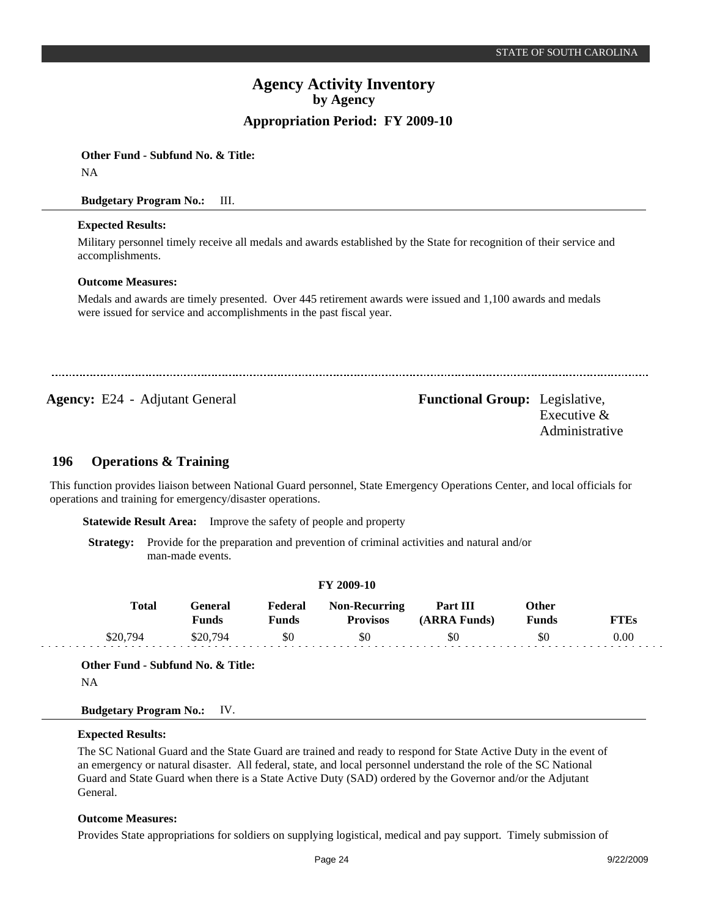**Other Fund - Subfund No. & Title:**

NA

**Budgetary Program No.:** III.

**Expected Results:**

Military personnel timely receive all medals and awards established by the State for recognition of their service and accomplishments.

**Outcome Measures:**

Medals and awards are timely presented. Over 445 retirement awards were issued and 1,100 awards and medals were issued for service and accomplishments in the past fiscal year.

---

**Agency:** E24 - Adjutant General

**Functional Group:** Legislative, Executive & Administrative

## 196 Operations & Training

This function provides liaison between National Guard personnel, State Emergency Operations Center, and local officials for operations and training for emergency/disaster operations.

**Statewide Result Area:** Improve the safety of people and property

**Strategy:** Provide for the preparation and prevention of criminal activities and natural and/or man-made events.

**FY 2009-10**

| Total | General Funds | Federal Funds | Non-Recurring Provisos | Part III (ARRA Funds) | Other Funds | FTEs |
|---|---|---|---|---|---|---|
| $20,794 | $20,794 | $0 | $0 | $0 | $0 | 0.00 |

**Other Fund - Subfund No. & Title:**

NA

**Budgetary Program No.:** IV.

**Expected Results:**

The SC National Guard and the State Guard are trained and ready to respond for State Active Duty in the event of an emergency or natural disaster. All federal, state, and local personnel understand the role of the SC National Guard and State Guard when there is a State Active Duty (SAD) ordered by the Governor and/or the Adjutant General.

**Outcome Measures:**

Provides State appropriations for soldiers on supplying logistical, medical and pay support. Timely submission of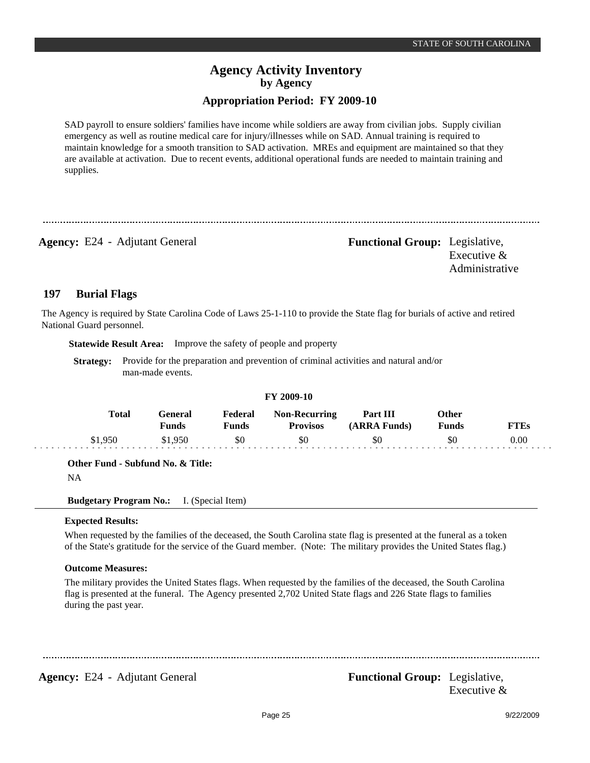SAD payroll to ensure soldiers' families have income while soldiers are away from civilian jobs. Supply civilian emergency as well as routine medical care for injury/illnesses while on SAD. Annual training is required to maintain knowledge for a smooth transition to SAD activation. MREs and equipment are maintained so that they are available at activation. Due to recent events, additional operational funds are needed to maintain training and supplies.

---

**Agency:** E24 - Adjutant General **Functional Group:** Legislative, Executive & Administrative

## 197 Burial Flags

The Agency is required by State Carolina Code of Laws 25-1-110 to provide the State flag for burials of active and retired National Guard personnel.

**Statewide Result Area:** Improve the safety of people and property

**Strategy:** Provide for the preparation and prevention of criminal activities and natural and/or man-made events.

**FY 2009-10**

| Total | General Funds | Federal Funds | Non-Recurring Provisos | Part III (ARRA Funds) | Other Funds | FTEs |
|---|---|---|---|---|---|---|
| $1,950 | $1,950 | $0 | $0 | $0 | $0 | 0.00 |

**Other Fund - Subfund No. & Title:**

NA

**Budgetary Program No.:** I. (Special Item)

**Expected Results:**

When requested by the families of the deceased, the South Carolina state flag is presented at the funeral as a token of the State's gratitude for the service of the Guard member. (Note: The military provides the United States flag.)

**Outcome Measures:**

The military provides the United States flags. When requested by the families of the deceased, the South Carolina flag is presented at the funeral. The Agency presented 2,702 United State flags and 226 State flags to families during the past year.

---

**Agency:** E24 - Adjutant General **Functional Group:** Legislative, Executive &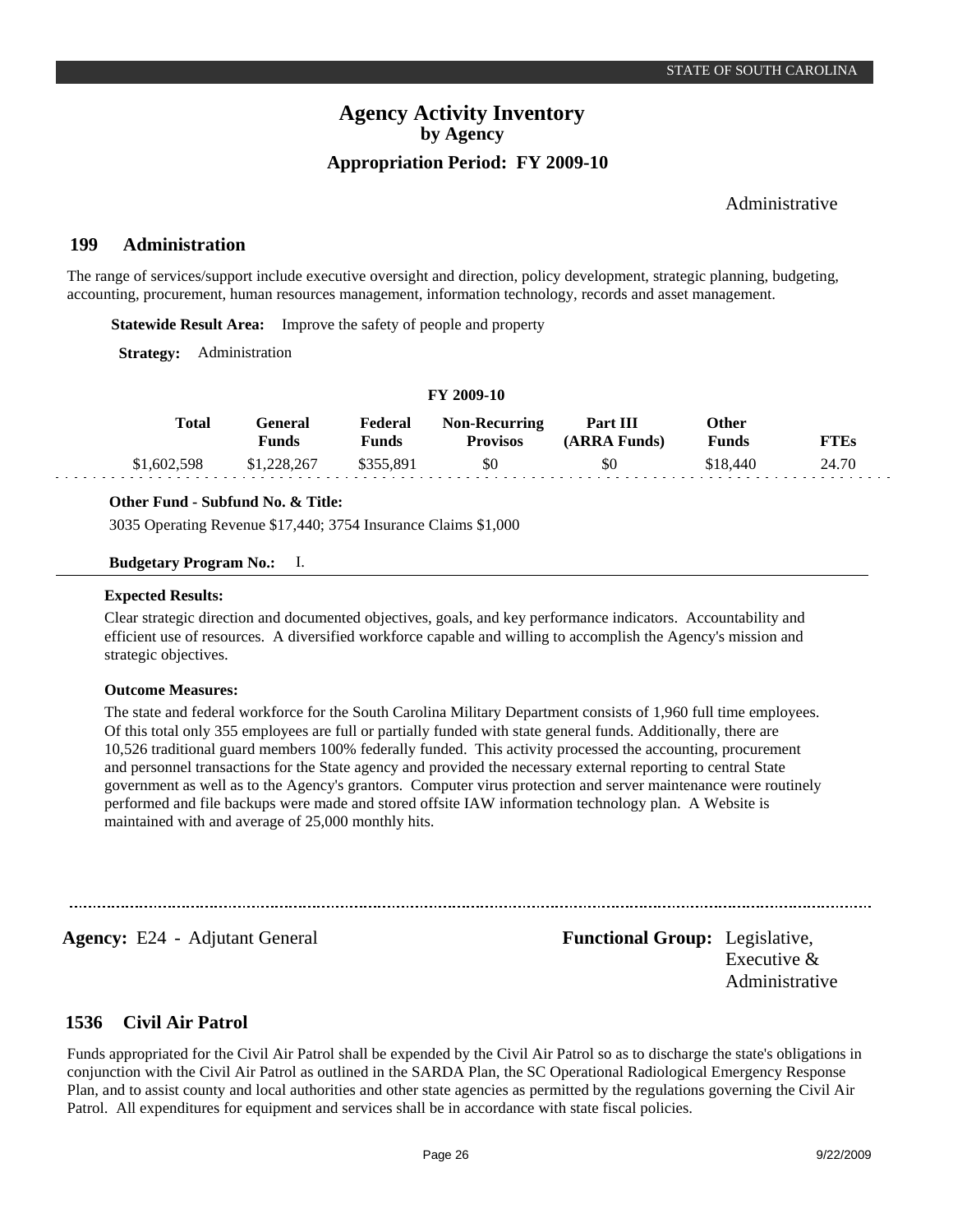Administrative

## 199 Administration

The range of services/support include executive oversight and direction, policy development, strategic planning, budgeting, accounting, procurement, human resources management, information technology, records and asset management.

**Statewide Result Area:** Improve the safety of people and property

**Strategy:** Administration

**FY 2009-10**

| Total | General Funds | Federal Funds | Non-Recurring Provisos | Part III (ARRA Funds) | Other Funds | FTEs |
|---|---|---|---|---|---|---|
| $1,602,598 | $1,228,267 | $355,891 | $0 | $0 | $18,440 | 24.70 |

**Other Fund - Subfund No. & Title:**

3035 Operating Revenue $17,440; 3754 Insurance Claims $1,000

**Budgetary Program No.:** I.

**Expected Results:**

Clear strategic direction and documented objectives, goals, and key performance indicators. Accountability and efficient use of resources. A diversified workforce capable and willing to accomplish the Agency's mission and strategic objectives.

**Outcome Measures:**

The state and federal workforce for the South Carolina Military Department consists of 1,960 full time employees. Of this total only 355 employees are full or partially funded with state general funds. Additionally, there are 10,526 traditional guard members 100% federally funded. This activity processed the accounting, procurement and personnel transactions for the State agency and provided the necessary external reporting to central State government as well as to the Agency's grantors. Computer virus protection and server maintenance were routinely performed and file backups were made and stored offsite IAW information technology plan. A Website is maintained with and average of 25,000 monthly hits.

**Agency:** E24 - Adjutant General **Functional Group:** Legislative, Executive & Administrative

## 1536 Civil Air Patrol

Funds appropriated for the Civil Air Patrol shall be expended by the Civil Air Patrol so as to discharge the state's obligations in conjunction with the Civil Air Patrol as outlined in the SARDA Plan, the SC Operational Radiological Emergency Response Plan, and to assist county and local authorities and other state agencies as permitted by the regulations governing the Civil Air Patrol. All expenditures for equipment and services shall be in accordance with state fiscal policies.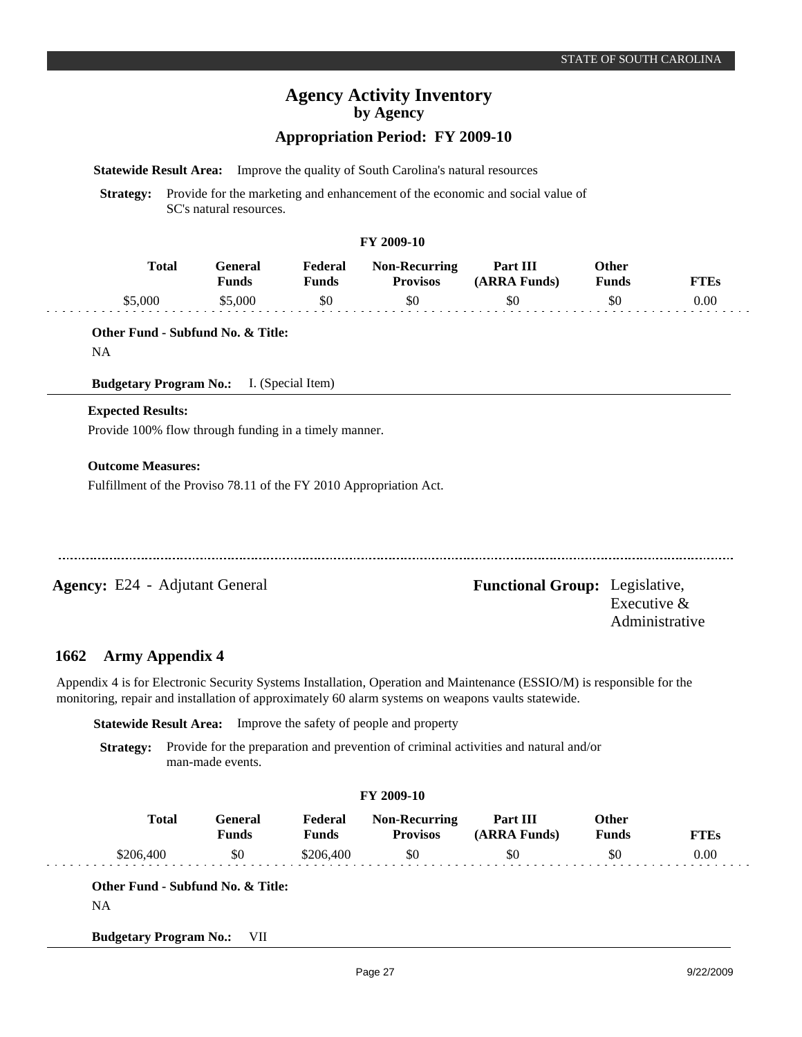**Statewide Result Area:** Improve the quality of South Carolina's natural resources

**Strategy:** Provide for the marketing and enhancement of the economic and social value of SC's natural resources.

**FY 2009-10**

| Total | General Funds | Federal Funds | Non-Recurring Provisos | Part III (ARRA Funds) | Other Funds | FTEs |
|---|---|---|---|---|---|---|
| $5,000 | $5,000 | $0 | $0 | $0 | $0 | 0.00 |

**Other Fund - Subfund No. & Title:**

NA

**Budgetary Program No.:** I. (Special Item)

**Expected Results:**

Provide 100% flow through funding in a timely manner.

**Outcome Measures:**

Fulfillment of the Proviso 78.11 of the FY 2010 Appropriation Act.

---

**Agency:** E24 - Adjutant General

**Functional Group:** Legislative, Executive & Administrative

## 1662 Army Appendix 4

Appendix 4 is for Electronic Security Systems Installation, Operation and Maintenance (ESSIO/M) is responsible for the monitoring, repair and installation of approximately 60 alarm systems on weapons vaults statewide.

**Statewide Result Area:** Improve the safety of people and property

**Strategy:** Provide for the preparation and prevention of criminal activities and natural and/or man-made events.

**FY 2009-10**

| Total | General Funds | Federal Funds | Non-Recurring Provisos | Part III (ARRA Funds) | Other Funds | FTEs |
|---|---|---|---|---|---|---|
| $206,400 | $0 | $206,400 | $0 | $0 | $0 | 0.00 |

**Other Fund - Subfund No. & Title:**

NA

**Budgetary Program No.:** VII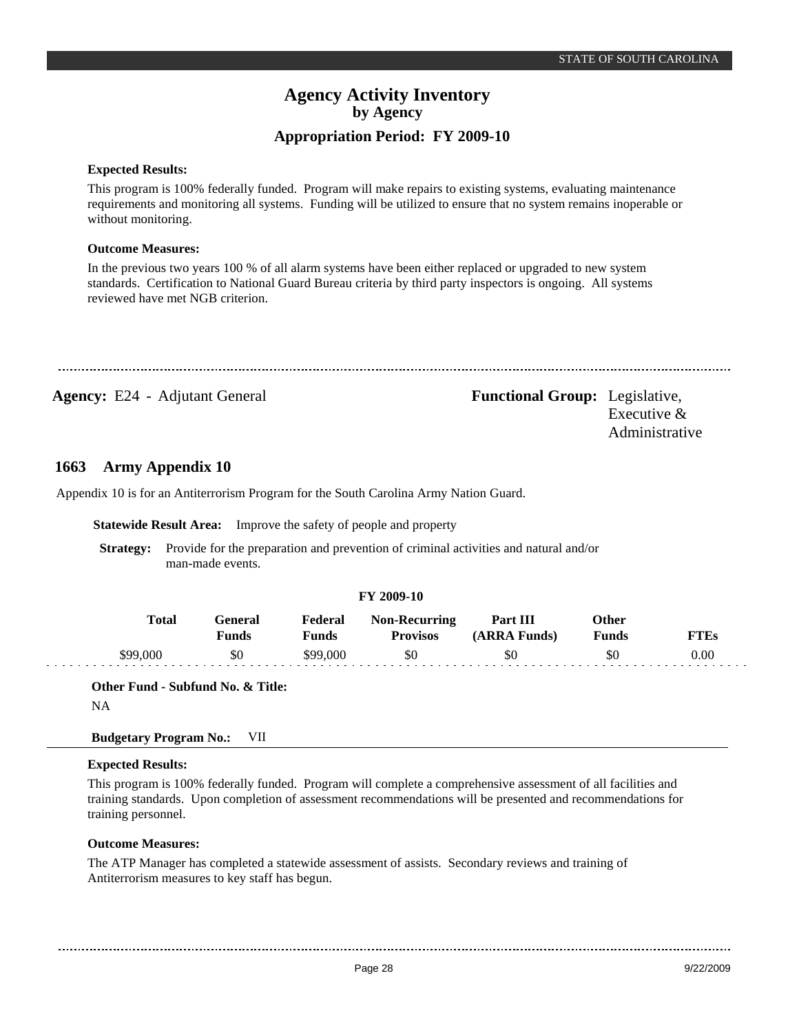**Expected Results:**

This program is 100% federally funded. Program will make repairs to existing systems, evaluating maintenance requirements and monitoring all systems. Funding will be utilized to ensure that no system remains inoperable or without monitoring.

**Outcome Measures:**

In the previous two years 100 % of all alarm systems have been either replaced or upgraded to new system standards. Certification to National Guard Bureau criteria by third party inspectors is ongoing. All systems reviewed have met NGB criterion.

---

**Agency:** E24 - Adjutant General

**Functional Group:** Legislative, Executive & Administrative

## 1663 Army Appendix 10

Appendix 10 is for an Antiterrorism Program for the South Carolina Army Nation Guard.

**Statewide Result Area:** Improve the safety of people and property

**Strategy:** Provide for the preparation and prevention of criminal activities and natural and/or man-made events.

**FY 2009-10**

| Total | General Funds | Federal Funds | Non-Recurring Provisos | Part III (ARRA Funds) | Other Funds | FTEs |
|---|---|---|---|---|---|---|
| $99,000 | $0 | $99,000 | $0 | $0 | $0 | 0.00 |

**Other Fund - Subfund No. & Title:**

NA

**Budgetary Program No.:** VII

**Expected Results:**

This program is 100% federally funded. Program will complete a comprehensive assessment of all facilities and training standards. Upon completion of assessment recommendations will be presented and recommendations for training personnel.

**Outcome Measures:**

The ATP Manager has completed a statewide assessment of assists. Secondary reviews and training of Antiterrorism measures to key staff has begun.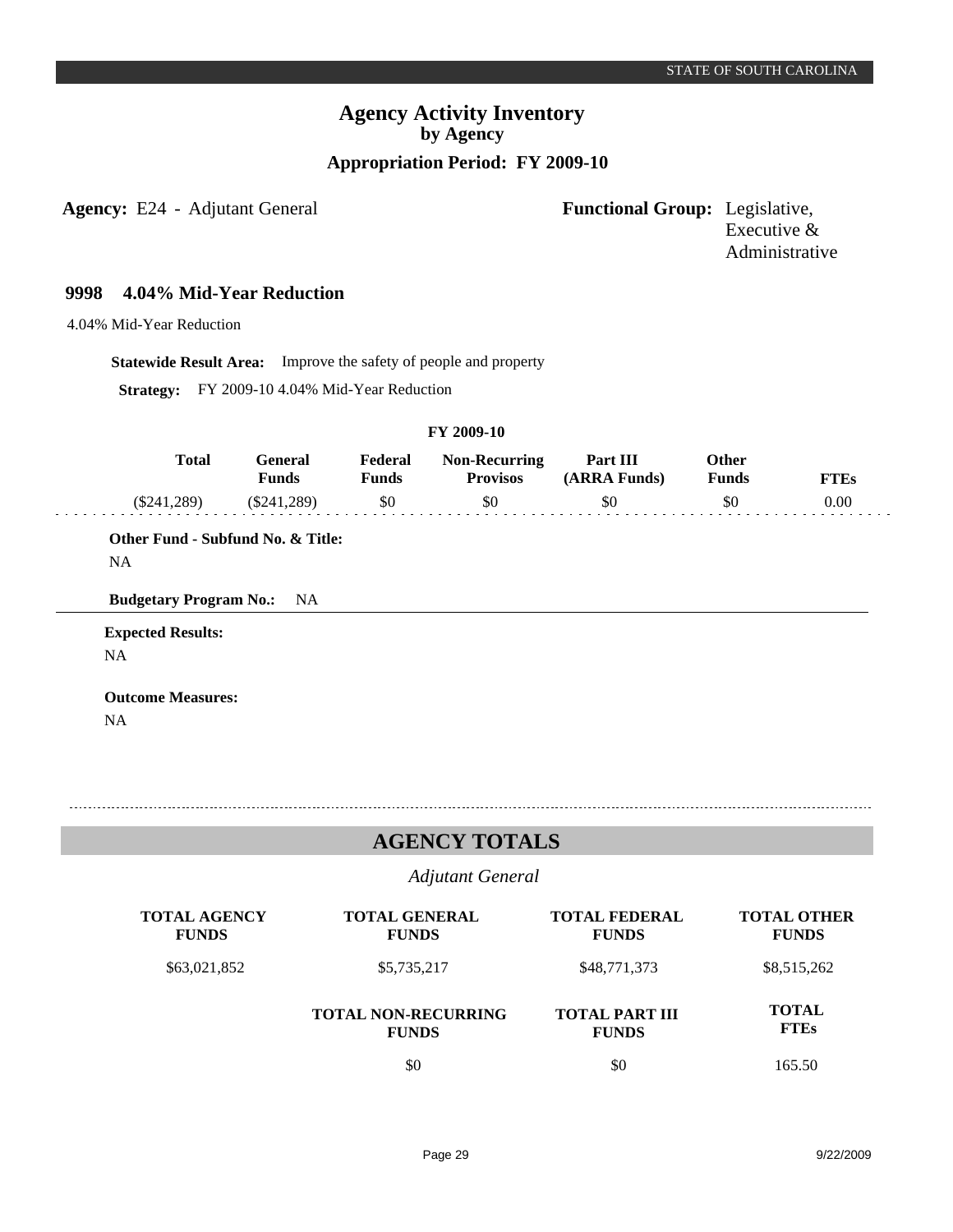STATE OF SOUTH CAROLINA

# Agency Activity Inventory
## by Agency
### Appropriation Period: FY 2009-10

**Agency:** E24 - Adjutant General

**Functional Group:** Legislative, Executive & Administrative

## 9998 4.04% Mid-Year Reduction

4.04% Mid-Year Reduction

**Statewide Result Area:** Improve the safety of people and property

**Strategy:** FY 2009-10 4.04% Mid-Year Reduction

**FY 2009-10**

| Total | General Funds | Federal Funds | Non-Recurring Provisos | Part III (ARRA Funds) | Other Funds | FTEs |
|---|---|---|---|---|---|---|
| ($241,289) | ($241,289) | $0 | $0 | $0 | $0 | 0.00 |

**Other Fund - Subfund No. & Title:**

NA

**Budgetary Program No.:** NA

**Expected Results:**

NA

**Outcome Measures:**

NA

## AGENCY TOTALS

*Adjutant General*

| TOTAL AGENCY FUNDS | TOTAL GENERAL FUNDS | TOTAL FEDERAL FUNDS | TOTAL OTHER FUNDS |
|---|---|---|---|
| $63,021,852 | $5,735,217 | $48,771,373 | $8,515,262 |

| TOTAL NON-RECURRING FUNDS | TOTAL PART III FUNDS | TOTAL FTEs |
|---|---|---|
| $0 | $0 | 165.50 |